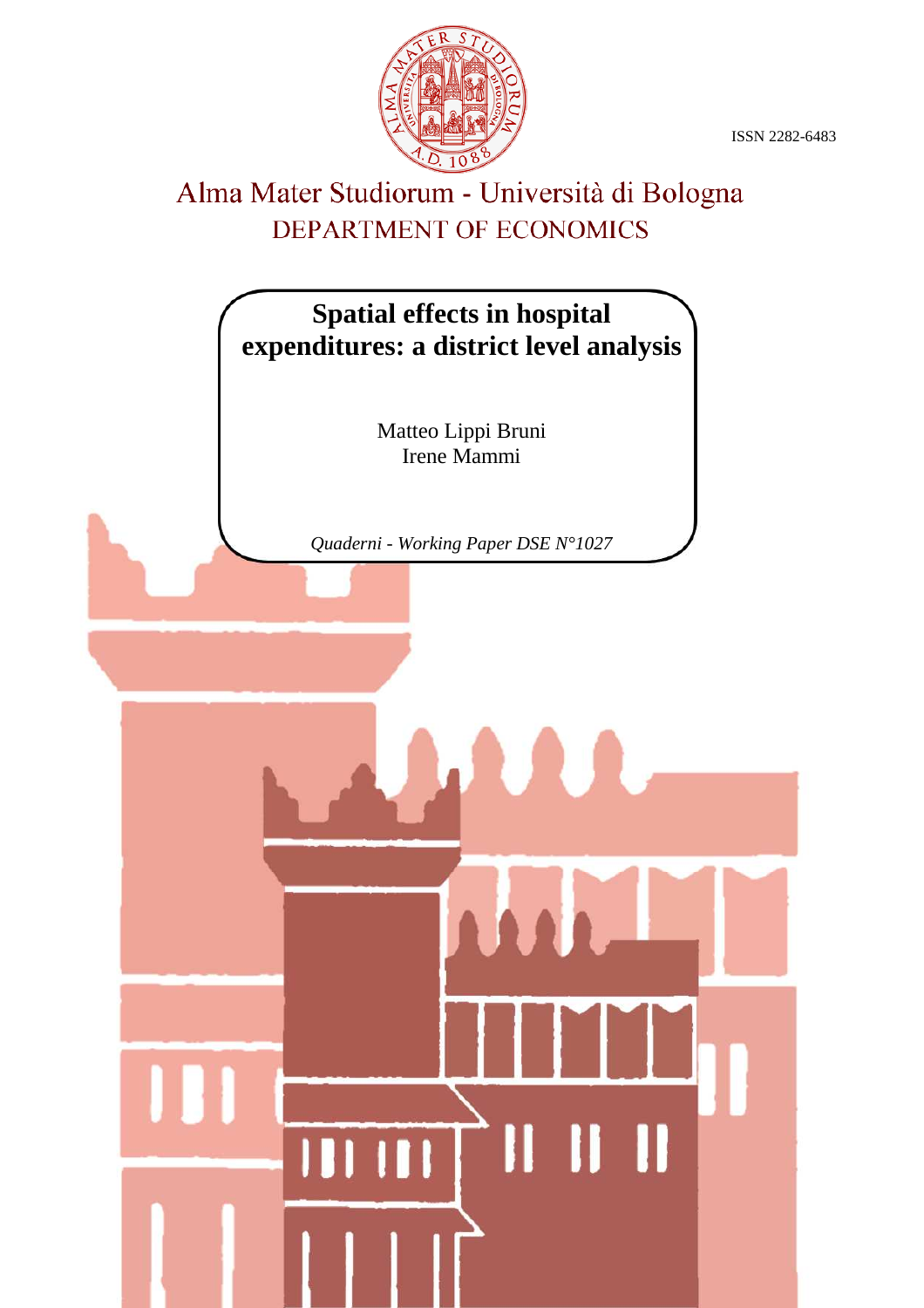ISSN 2282-6483

Alma Mater Studiorum - Università di Bologna

DEPARTMENT OF ECONOMICS

# Spatial effects in hospital expenditures: a district level analysis

Matteo Lippi Bruni

Irene Mammi

*Quaderni - Working Paper DSE N°1027*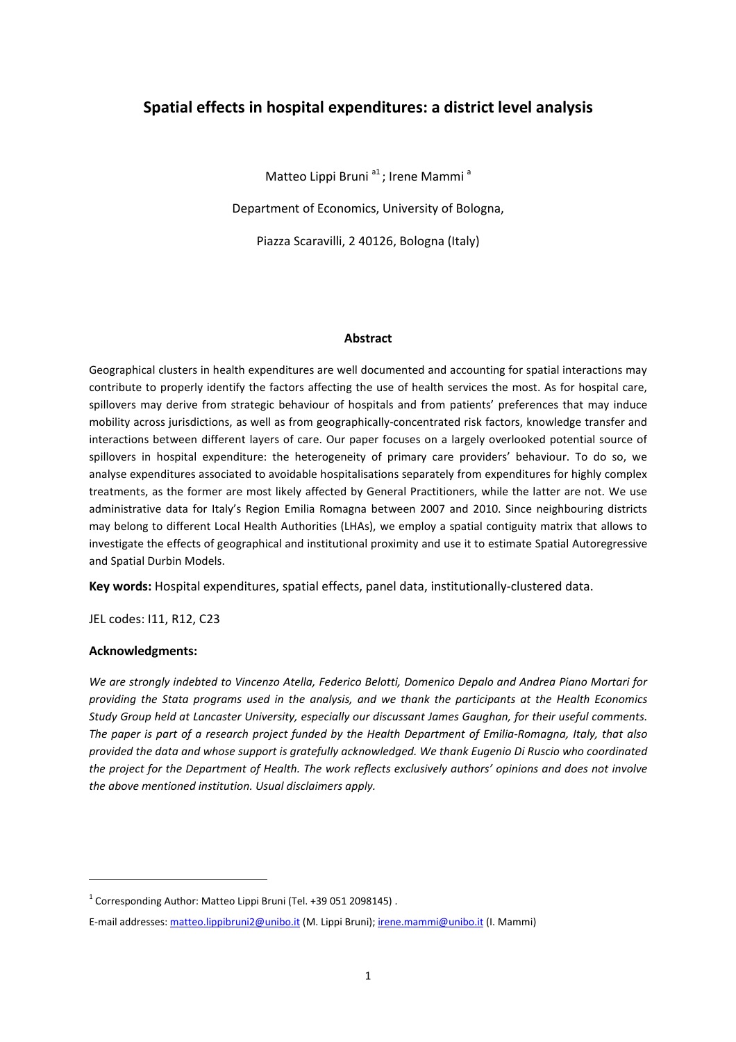# Spatial effects in hospital expenditures: a district level analysis

Matteo Lippi Bruni [a1]; Irene Mammi [a]

Department of Economics, University of Bologna,

Piazza Scaravilli, 2 40126, Bologna (Italy)

## Abstract

Geographical clusters in health expenditures are well documented and accounting for spatial interactions may contribute to properly identify the factors affecting the use of health services the most. As for hospital care, spillovers may derive from strategic behaviour of hospitals and from patients' preferences that may induce mobility across jurisdictions, as well as from geographically-concentrated risk factors, knowledge transfer and interactions between different layers of care. Our paper focuses on a largely overlooked potential source of spillovers in hospital expenditure: the heterogeneity of primary care providers' behaviour. To do so, we analyse expenditures associated to avoidable hospitalisations separately from expenditures for highly complex treatments, as the former are most likely affected by General Practitioners, while the latter are not. We use administrative data for Italy's Region Emilia Romagna between 2007 and 2010. Since neighbouring districts may belong to different Local Health Authorities (LHAs), we employ a spatial contiguity matrix that allows to investigate the effects of geographical and institutional proximity and use it to estimate Spatial Autoregressive and Spatial Durbin Models.

**Key words:** Hospital expenditures, spatial effects, panel data, institutionally-clustered data.

JEL codes: I11, R12, C23

**Acknowledgments:**

*We are strongly indebted to Vincenzo Atella, Federico Belotti, Domenico Depalo and Andrea Piano Mortari for providing the Stata programs used in the analysis, and we thank the participants at the Health Economics Study Group held at Lancaster University, especially our discussant James Gaughan, for their useful comments. The paper is part of a research project funded by the Health Department of Emilia-Romagna, Italy, that also provided the data and whose support is gratefully acknowledged. We thank Eugenio Di Ruscio who coordinated the project for the Department of Health. The work reflects exclusively authors' opinions and does not involve the above mentioned institution. Usual disclaimers apply.*

---

[1] Corresponding Author: Matteo Lippi Bruni (Tel. +39 051 2098145) .

E-mail addresses: matteo.lippibruni2@unibo.it (M. Lippi Bruni); irene.mammi@unibo.it (I. Mammi)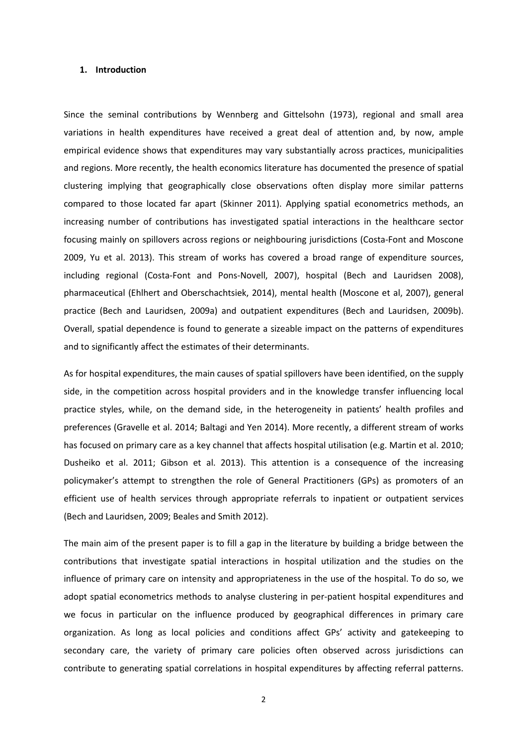## 1. Introduction

Since the seminal contributions by Wennberg and Gittelsohn (1973), regional and small area variations in health expenditures have received a great deal of attention and, by now, ample empirical evidence shows that expenditures may vary substantially across practices, municipalities and regions. More recently, the health economics literature has documented the presence of spatial clustering implying that geographically close observations often display more similar patterns compared to those located far apart (Skinner 2011). Applying spatial econometrics methods, an increasing number of contributions has investigated spatial interactions in the healthcare sector focusing mainly on spillovers across regions or neighbouring jurisdictions (Costa-Font and Moscone 2009, Yu et al. 2013). This stream of works has covered a broad range of expenditure sources, including regional (Costa-Font and Pons-Novell, 2007), hospital (Bech and Lauridsen 2008), pharmaceutical (Ehlhert and Oberschachtsiek, 2014), mental health (Moscone et al, 2007), general practice (Bech and Lauridsen, 2009a) and outpatient expenditures (Bech and Lauridsen, 2009b). Overall, spatial dependence is found to generate a sizeable impact on the patterns of expenditures and to significantly affect the estimates of their determinants.

As for hospital expenditures, the main causes of spatial spillovers have been identified, on the supply side, in the competition across hospital providers and in the knowledge transfer influencing local practice styles, while, on the demand side, in the heterogeneity in patients' health profiles and preferences (Gravelle et al. 2014; Baltagi and Yen 2014). More recently, a different stream of works has focused on primary care as a key channel that affects hospital utilisation (e.g. Martin et al. 2010; Dusheiko et al. 2011; Gibson et al. 2013). This attention is a consequence of the increasing policymaker's attempt to strengthen the role of General Practitioners (GPs) as promoters of an efficient use of health services through appropriate referrals to inpatient or outpatient services (Bech and Lauridsen, 2009; Beales and Smith 2012).

The main aim of the present paper is to fill a gap in the literature by building a bridge between the contributions that investigate spatial interactions in hospital utilization and the studies on the influence of primary care on intensity and appropriateness in the use of the hospital. To do so, we adopt spatial econometrics methods to analyse clustering in per-patient hospital expenditures and we focus in particular on the influence produced by geographical differences in primary care organization. As long as local policies and conditions affect GPs' activity and gatekeeping to secondary care, the variety of primary care policies often observed across jurisdictions can contribute to generating spatial correlations in hospital expenditures by affecting referral patterns.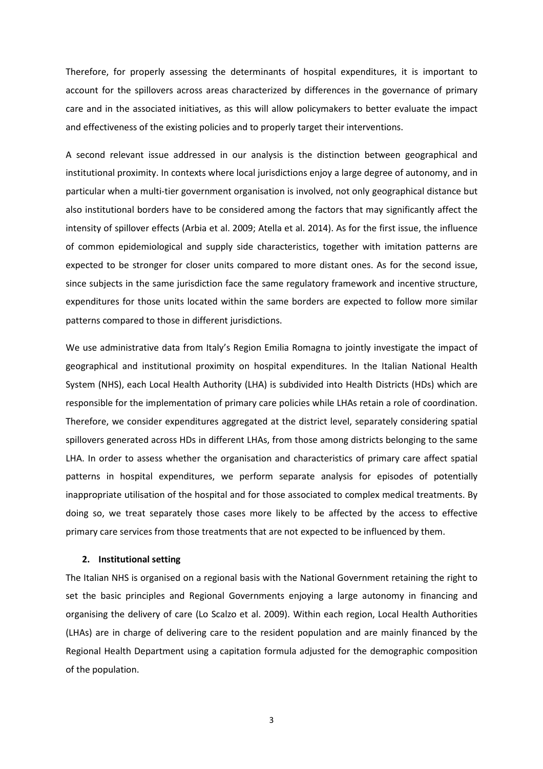Therefore, for properly assessing the determinants of hospital expenditures, it is important to account for the spillovers across areas characterized by differences in the governance of primary care and in the associated initiatives, as this will allow policymakers to better evaluate the impact and effectiveness of the existing policies and to properly target their interventions.

A second relevant issue addressed in our analysis is the distinction between geographical and institutional proximity. In contexts where local jurisdictions enjoy a large degree of autonomy, and in particular when a multi-tier government organisation is involved, not only geographical distance but also institutional borders have to be considered among the factors that may significantly affect the intensity of spillover effects (Arbia et al. 2009; Atella et al. 2014). As for the first issue, the influence of common epidemiological and supply side characteristics, together with imitation patterns are expected to be stronger for closer units compared to more distant ones. As for the second issue, since subjects in the same jurisdiction face the same regulatory framework and incentive structure, expenditures for those units located within the same borders are expected to follow more similar patterns compared to those in different jurisdictions.

We use administrative data from Italy's Region Emilia Romagna to jointly investigate the impact of geographical and institutional proximity on hospital expenditures. In the Italian National Health System (NHS), each Local Health Authority (LHA) is subdivided into Health Districts (HDs) which are responsible for the implementation of primary care policies while LHAs retain a role of coordination. Therefore, we consider expenditures aggregated at the district level, separately considering spatial spillovers generated across HDs in different LHAs, from those among districts belonging to the same LHA. In order to assess whether the organisation and characteristics of primary care affect spatial patterns in hospital expenditures, we perform separate analysis for episodes of potentially inappropriate utilisation of the hospital and for those associated to complex medical treatments. By doing so, we treat separately those cases more likely to be affected by the access to effective primary care services from those treatments that are not expected to be influenced by them.

## 2. Institutional setting

The Italian NHS is organised on a regional basis with the National Government retaining the right to set the basic principles and Regional Governments enjoying a large autonomy in financing and organising the delivery of care (Lo Scalzo et al. 2009). Within each region, Local Health Authorities (LHAs) are in charge of delivering care to the resident population and are mainly financed by the Regional Health Department using a capitation formula adjusted for the demographic composition of the population.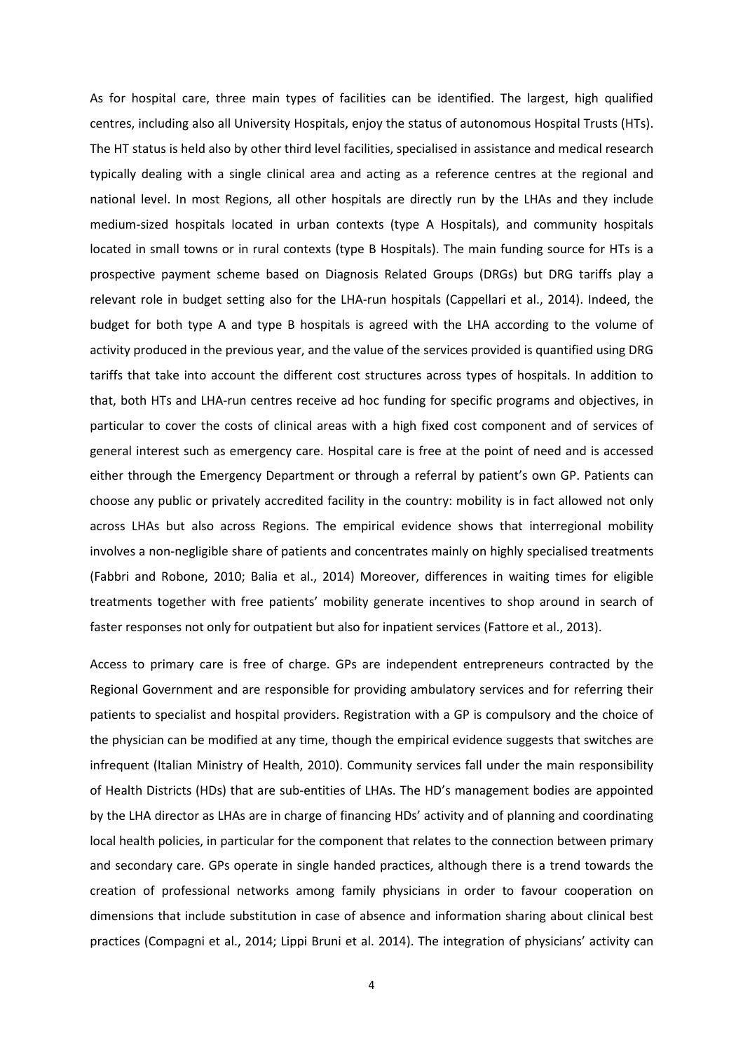As for hospital care, three main types of facilities can be identified. The largest, high qualified centres, including also all University Hospitals, enjoy the status of autonomous Hospital Trusts (HTs). The HT status is held also by other third level facilities, specialised in assistance and medical research typically dealing with a single clinical area and acting as a reference centres at the regional and national level. In most Regions, all other hospitals are directly run by the LHAs and they include medium-sized hospitals located in urban contexts (type A Hospitals), and community hospitals located in small towns or in rural contexts (type B Hospitals). The main funding source for HTs is a prospective payment scheme based on Diagnosis Related Groups (DRGs) but DRG tariffs play a relevant role in budget setting also for the LHA-run hospitals (Cappellari et al., 2014). Indeed, the budget for both type A and type B hospitals is agreed with the LHA according to the volume of activity produced in the previous year, and the value of the services provided is quantified using DRG tariffs that take into account the different cost structures across types of hospitals. In addition to that, both HTs and LHA-run centres receive ad hoc funding for specific programs and objectives, in particular to cover the costs of clinical areas with a high fixed cost component and of services of general interest such as emergency care. Hospital care is free at the point of need and is accessed either through the Emergency Department or through a referral by patient's own GP. Patients can choose any public or privately accredited facility in the country: mobility is in fact allowed not only across LHAs but also across Regions. The empirical evidence shows that interregional mobility involves a non-negligible share of patients and concentrates mainly on highly specialised treatments (Fabbri and Robone, 2010; Balia et al., 2014) Moreover, differences in waiting times for eligible treatments together with free patients' mobility generate incentives to shop around in search of faster responses not only for outpatient but also for inpatient services (Fattore et al., 2013).

Access to primary care is free of charge. GPs are independent entrepreneurs contracted by the Regional Government and are responsible for providing ambulatory services and for referring their patients to specialist and hospital providers. Registration with a GP is compulsory and the choice of the physician can be modified at any time, though the empirical evidence suggests that switches are infrequent (Italian Ministry of Health, 2010). Community services fall under the main responsibility of Health Districts (HDs) that are sub-entities of LHAs. The HD's management bodies are appointed by the LHA director as LHAs are in charge of financing HDs' activity and of planning and coordinating local health policies, in particular for the component that relates to the connection between primary and secondary care. GPs operate in single handed practices, although there is a trend towards the creation of professional networks among family physicians in order to favour cooperation on dimensions that include substitution in case of absence and information sharing about clinical best practices (Compagni et al., 2014; Lippi Bruni et al. 2014). The integration of physicians' activity can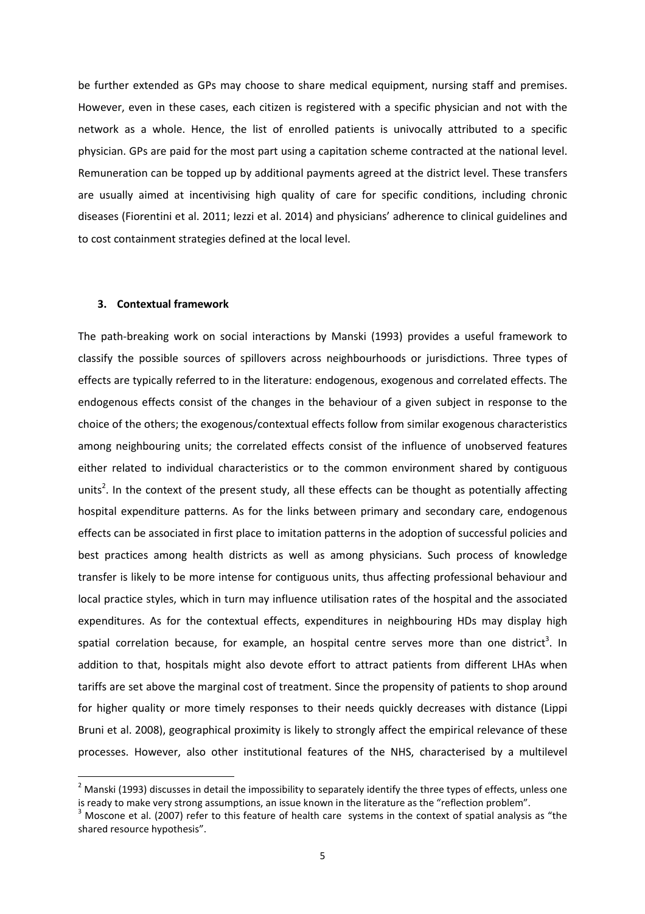be further extended as GPs may choose to share medical equipment, nursing staff and premises. However, even in these cases, each citizen is registered with a specific physician and not with the network as a whole. Hence, the list of enrolled patients is univocally attributed to a specific physician. GPs are paid for the most part using a capitation scheme contracted at the national level. Remuneration can be topped up by additional payments agreed at the district level. These transfers are usually aimed at incentivising high quality of care for specific conditions, including chronic diseases (Fiorentini et al. 2011; Iezzi et al. 2014) and physicians' adherence to clinical guidelines and to cost containment strategies defined at the local level.

### 3. Contextual framework

The path-breaking work on social interactions by Manski (1993) provides a useful framework to classify the possible sources of spillovers across neighbourhoods or jurisdictions. Three types of effects are typically referred to in the literature: endogenous, exogenous and correlated effects. The endogenous effects consist of the changes in the behaviour of a given subject in response to the choice of the others; the exogenous/contextual effects follow from similar exogenous characteristics among neighbouring units; the correlated effects consist of the influence of unobserved features either related to individual characteristics or to the common environment shared by contiguous units[2]. In the context of the present study, all these effects can be thought as potentially affecting hospital expenditure patterns. As for the links between primary and secondary care, endogenous effects can be associated in first place to imitation patterns in the adoption of successful policies and best practices among health districts as well as among physicians. Such process of knowledge transfer is likely to be more intense for contiguous units, thus affecting professional behaviour and local practice styles, which in turn may influence utilisation rates of the hospital and the associated expenditures. As for the contextual effects, expenditures in neighbouring HDs may display high spatial correlation because, for example, an hospital centre serves more than one district[3]. In addition to that, hospitals might also devote effort to attract patients from different LHAs when tariffs are set above the marginal cost of treatment. Since the propensity of patients to shop around for higher quality or more timely responses to their needs quickly decreases with distance (Lippi Bruni et al. 2008), geographical proximity is likely to strongly affect the empirical relevance of these processes. However, also other institutional features of the NHS, characterised by a multilevel

[2] Manski (1993) discusses in detail the impossibility to separately identify the three types of effects, unless one is ready to make very strong assumptions, an issue known in the literature as the "reflection problem".

[3] Moscone et al. (2007) refer to this feature of health care systems in the context of spatial analysis as "the shared resource hypothesis".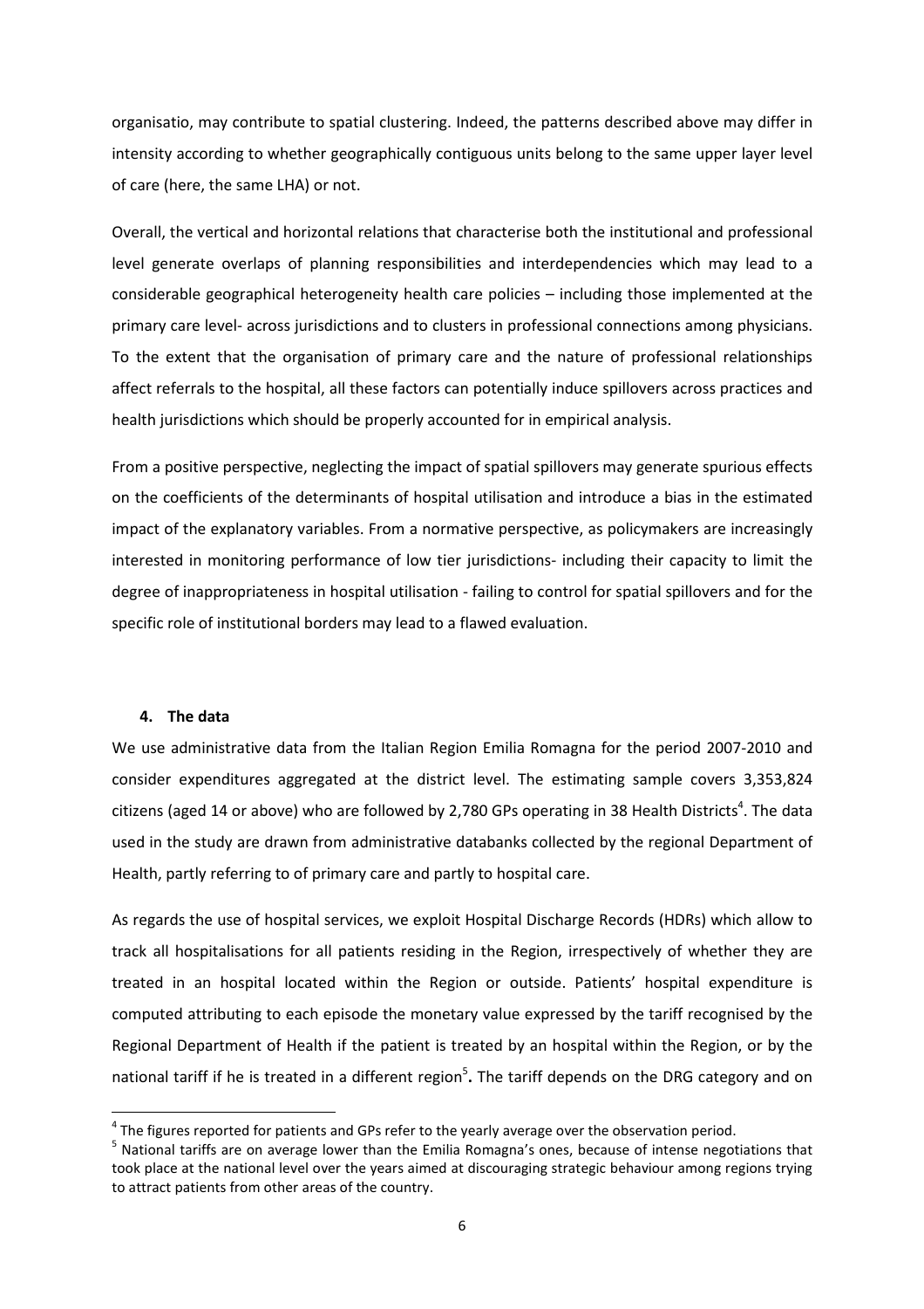organisatio, may contribute to spatial clustering. Indeed, the patterns described above may differ in intensity according to whether geographically contiguous units belong to the same upper layer level of care (here, the same LHA) or not.

Overall, the vertical and horizontal relations that characterise both the institutional and professional level generate overlaps of planning responsibilities and interdependencies which may lead to a considerable geographical heterogeneity health care policies – including those implemented at the primary care level- across jurisdictions and to clusters in professional connections among physicians. To the extent that the organisation of primary care and the nature of professional relationships affect referrals to the hospital, all these factors can potentially induce spillovers across practices and health jurisdictions which should be properly accounted for in empirical analysis.

From a positive perspective, neglecting the impact of spatial spillovers may generate spurious effects on the coefficients of the determinants of hospital utilisation and introduce a bias in the estimated impact of the explanatory variables. From a normative perspective, as policymakers are increasingly interested in monitoring performance of low tier jurisdictions- including their capacity to limit the degree of inappropriateness in hospital utilisation - failing to control for spatial spillovers and for the specific role of institutional borders may lead to a flawed evaluation.

## 4. The data

We use administrative data from the Italian Region Emilia Romagna for the period 2007-2010 and consider expenditures aggregated at the district level. The estimating sample covers 3,353,824 citizens (aged 14 or above) who are followed by 2,780 GPs operating in 38 Health Districts[4]. The data used in the study are drawn from administrative databanks collected by the regional Department of Health, partly referring to of primary care and partly to hospital care.

As regards the use of hospital services, we exploit Hospital Discharge Records (HDRs) which allow to track all hospitalisations for all patients residing in the Region, irrespectively of whether they are treated in an hospital located within the Region or outside. Patients' hospital expenditure is computed attributing to each episode the monetary value expressed by the tariff recognised by the Regional Department of Health if the patient is treated by an hospital within the Region, or by the national tariff if he is treated in a different region[5]**.** The tariff depends on the DRG category and on

[4] The figures reported for patients and GPs refer to the yearly average over the observation period.

[5] National tariffs are on average lower than the Emilia Romagna's ones, because of intense negotiations that took place at the national level over the years aimed at discouraging strategic behaviour among regions trying to attract patients from other areas of the country.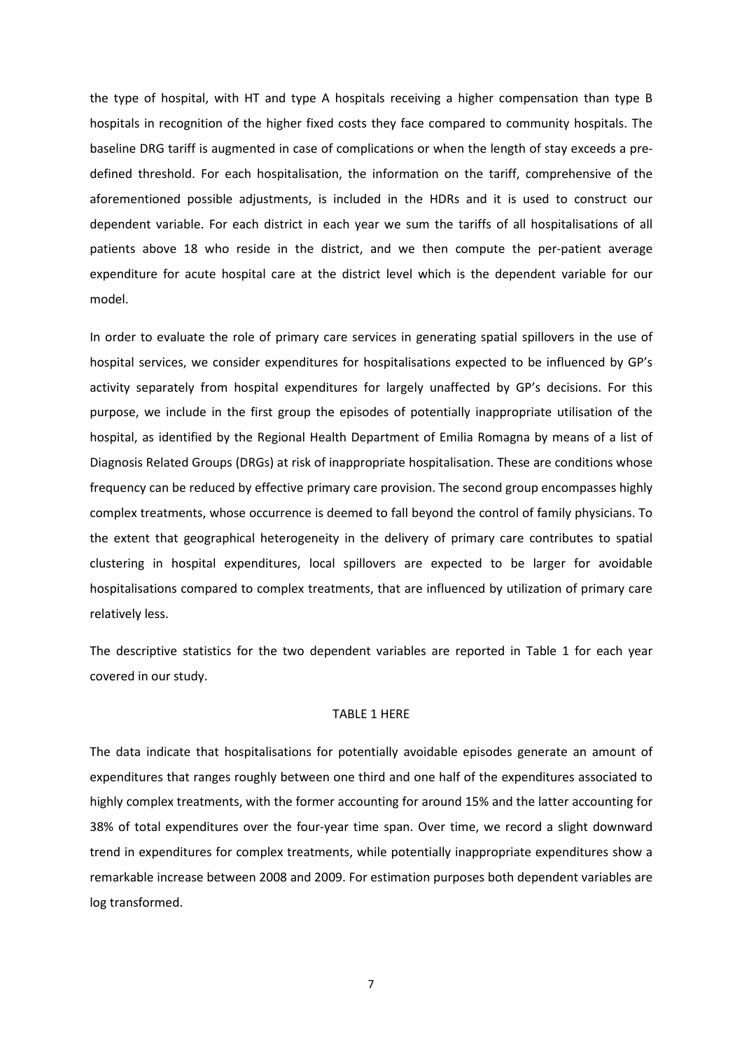the type of hospital, with HT and type A hospitals receiving a higher compensation than type B hospitals in recognition of the higher fixed costs they face compared to community hospitals. The baseline DRG tariff is augmented in case of complications or when the length of stay exceeds a pre-defined threshold. For each hospitalisation, the information on the tariff, comprehensive of the aforementioned possible adjustments, is included in the HDRs and it is used to construct our dependent variable. For each district in each year we sum the tariffs of all hospitalisations of all patients above 18 who reside in the district, and we then compute the per-patient average expenditure for acute hospital care at the district level which is the dependent variable for our model.

In order to evaluate the role of primary care services in generating spatial spillovers in the use of hospital services, we consider expenditures for hospitalisations expected to be influenced by GP's activity separately from hospital expenditures for largely unaffected by GP's decisions. For this purpose, we include in the first group the episodes of potentially inappropriate utilisation of the hospital, as identified by the Regional Health Department of Emilia Romagna by means of a list of Diagnosis Related Groups (DRGs) at risk of inappropriate hospitalisation. These are conditions whose frequency can be reduced by effective primary care provision. The second group encompasses highly complex treatments, whose occurrence is deemed to fall beyond the control of family physicians. To the extent that geographical heterogeneity in the delivery of primary care contributes to spatial clustering in hospital expenditures, local spillovers are expected to be larger for avoidable hospitalisations compared to complex treatments, that are influenced by utilization of primary care relatively less.

The descriptive statistics for the two dependent variables are reported in Table 1 for each year covered in our study.

TABLE 1 HERE

The data indicate that hospitalisations for potentially avoidable episodes generate an amount of expenditures that ranges roughly between one third and one half of the expenditures associated to highly complex treatments, with the former accounting for around 15% and the latter accounting for 38% of total expenditures over the four-year time span. Over time, we record a slight downward trend in expenditures for complex treatments, while potentially inappropriate expenditures show a remarkable increase between 2008 and 2009. For estimation purposes both dependent variables are log transformed.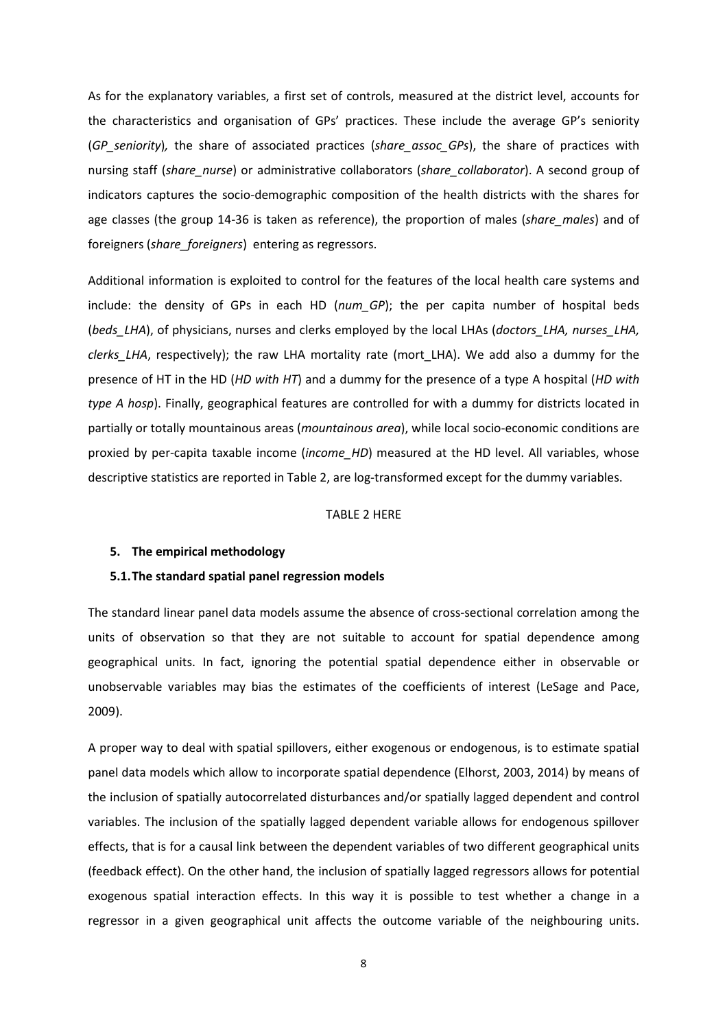As for the explanatory variables, a first set of controls, measured at the district level, accounts for the characteristics and organisation of GPs' practices. These include the average GP's seniority (*GP_seniority*)*,* the share of associated practices (*share_assoc_GPs*), the share of practices with nursing staff (*share_nurse*) or administrative collaborators (*share_collaborator*). A second group of indicators captures the socio-demographic composition of the health districts with the shares for age classes (the group 14-36 is taken as reference), the proportion of males (*share_males*) and of foreigners (*share_foreigners*) entering as regressors.

Additional information is exploited to control for the features of the local health care systems and include: the density of GPs in each HD (*num_GP*); the per capita number of hospital beds (*beds_LHA*), of physicians, nurses and clerks employed by the local LHAs (*doctors_LHA, nurses_LHA, clerks_LHA*, respectively); the raw LHA mortality rate (mort_LHA). We add also a dummy for the presence of HT in the HD (*HD with HT*) and a dummy for the presence of a type A hospital (*HD with type A hosp*). Finally, geographical features are controlled for with a dummy for districts located in partially or totally mountainous areas (*mountainous area*), while local socio-economic conditions are proxied by per-capita taxable income (*income_HD*) measured at the HD level. All variables, whose descriptive statistics are reported in Table 2, are log-transformed except for the dummy variables.

TABLE 2 HERE

## 5. The empirical methodology

### 5.1. The standard spatial panel regression models

The standard linear panel data models assume the absence of cross-sectional correlation among the units of observation so that they are not suitable to account for spatial dependence among geographical units. In fact, ignoring the potential spatial dependence either in observable or unobservable variables may bias the estimates of the coefficients of interest (LeSage and Pace, 2009).

A proper way to deal with spatial spillovers, either exogenous or endogenous, is to estimate spatial panel data models which allow to incorporate spatial dependence (Elhorst, 2003, 2014) by means of the inclusion of spatially autocorrelated disturbances and/or spatially lagged dependent and control variables. The inclusion of the spatially lagged dependent variable allows for endogenous spillover effects, that is for a causal link between the dependent variables of two different geographical units (feedback effect). On the other hand, the inclusion of spatially lagged regressors allows for potential exogenous spatial interaction effects. In this way it is possible to test whether a change in a regressor in a given geographical unit affects the outcome variable of the neighbouring units.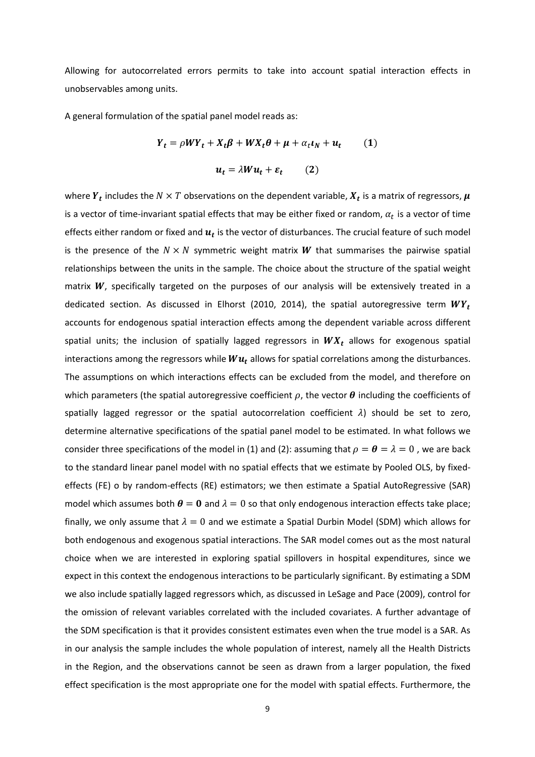Allowing for autocorrelated errors permits to take into account spatial interaction effects in unobservables among units.

A general formulation of the spatial panel model reads as:

$$\boldsymbol{Y_t} = \rho \boldsymbol{W} \boldsymbol{Y_t} + \boldsymbol{X_t} \boldsymbol{\beta} + \boldsymbol{W} \boldsymbol{X_t} \boldsymbol{\theta} + \boldsymbol{\mu} + \alpha_t \boldsymbol{\iota_N} + \boldsymbol{u_t} \qquad (\mathbf{1})$$

$$\boldsymbol{u_t} = \lambda \boldsymbol{W} \boldsymbol{u_t} + \boldsymbol{\varepsilon_t} \qquad (\mathbf{2})$$

where $\boldsymbol{Y_t}$ includes the $N \times T$ observations on the dependent variable, $\boldsymbol{X_t}$ is a matrix of regressors, $\boldsymbol{\mu}$ is a vector of time-invariant spatial effects that may be either fixed or random, $\alpha_t$ is a vector of time effects either random or fixed and $\boldsymbol{u_t}$ is the vector of disturbances. The crucial feature of such model is the presence of the $N \times N$ symmetric weight matrix $\boldsymbol{W}$ that summarises the pairwise spatial relationships between the units in the sample. The choice about the structure of the spatial weight matrix $\boldsymbol{W}$, specifically targeted on the purposes of our analysis will be extensively treated in a dedicated section. As discussed in Elhorst (2010, 2014), the spatial autoregressive term $\boldsymbol{W}\boldsymbol{Y_t}$ accounts for endogenous spatial interaction effects among the dependent variable across different spatial units; the inclusion of spatially lagged regressors in $\boldsymbol{W}\boldsymbol{X_t}$ allows for exogenous spatial interactions among the regressors while $\boldsymbol{W}\boldsymbol{u_t}$ allows for spatial correlations among the disturbances. The assumptions on which interactions effects can be excluded from the model, and therefore on which parameters (the spatial autoregressive coefficient $\rho$, the vector $\boldsymbol{\theta}$ including the coefficients of spatially lagged regressor or the spatial autocorrelation coefficient $\lambda$) should be set to zero, determine alternative specifications of the spatial panel model to be estimated. In what follows we consider three specifications of the model in (1) and (2): assuming that $\rho = \boldsymbol{\theta} = \lambda = 0$ , we are back to the standard linear panel model with no spatial effects that we estimate by Pooled OLS, by fixed-effects (FE) o by random-effects (RE) estimators; we then estimate a Spatial AutoRegressive (SAR) model which assumes both $\boldsymbol{\theta} = \boldsymbol{0}$ and $\lambda = 0$ so that only endogenous interaction effects take place; finally, we only assume that $\lambda = 0$ and we estimate a Spatial Durbin Model (SDM) which allows for both endogenous and exogenous spatial interactions. The SAR model comes out as the most natural choice when we are interested in exploring spatial spillovers in hospital expenditures, since we expect in this context the endogenous interactions to be particularly significant. By estimating a SDM we also include spatially lagged regressors which, as discussed in LeSage and Pace (2009), control for the omission of relevant variables correlated with the included covariates. A further advantage of the SDM specification is that it provides consistent estimates even when the true model is a SAR. As in our analysis the sample includes the whole population of interest, namely all the Health Districts in the Region, and the observations cannot be seen as drawn from a larger population, the fixed effect specification is the most appropriate one for the model with spatial effects. Furthermore, the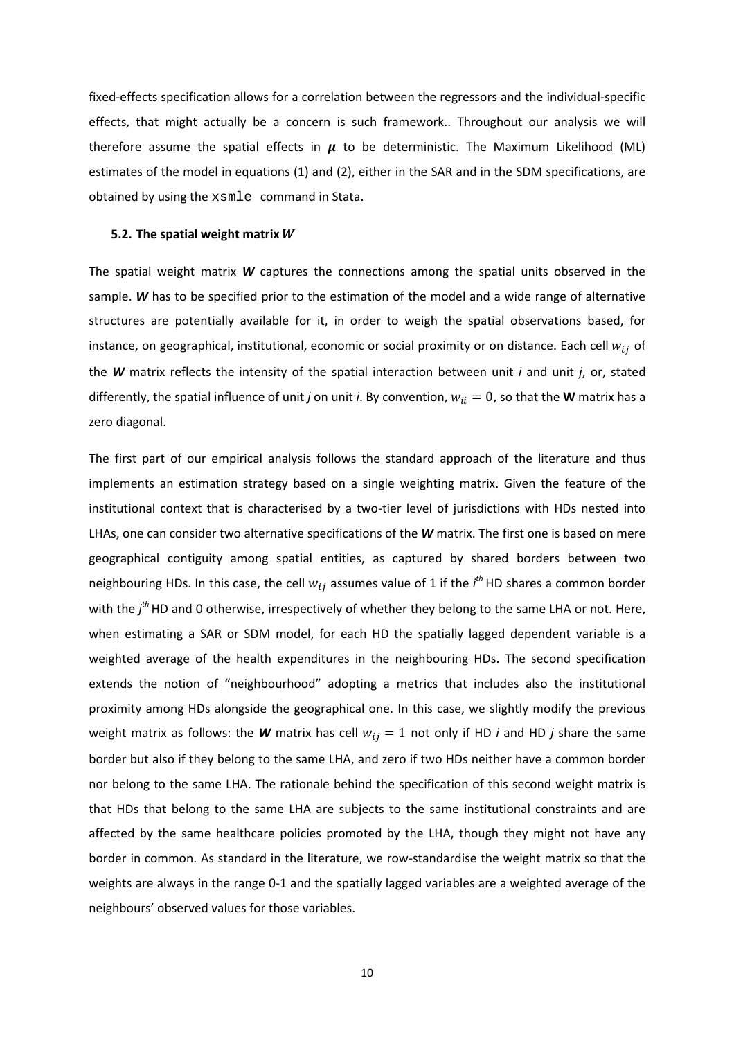fixed-effects specification allows for a correlation between the regressors and the individual-specific effects, that might actually be a concern is such framework.. Throughout our analysis we will therefore assume the spatial effects in $\boldsymbol{\mu}$ to be deterministic. The Maximum Likelihood (ML) estimates of the model in equations (1) and (2), either in the SAR and in the SDM specifications, are obtained by using the `xsmle` command in Stata.

### 5.2. The spatial weight matrix $W$

The spatial weight matrix ***W*** captures the connections among the spatial units observed in the sample. ***W*** has to be specified prior to the estimation of the model and a wide range of alternative structures are potentially available for it, in order to weigh the spatial observations based, for instance, on geographical, institutional, economic or social proximity or on distance. Each cell $w_{ij}$ of the ***W*** matrix reflects the intensity of the spatial interaction between unit *i* and unit *j*, or, stated differently, the spatial influence of unit *j* on unit *i*. By convention, $w_{ii} = 0$, so that the **W** matrix has a zero diagonal.

The first part of our empirical analysis follows the standard approach of the literature and thus implements an estimation strategy based on a single weighting matrix. Given the feature of the institutional context that is characterised by a two-tier level of jurisdictions with HDs nested into LHAs, one can consider two alternative specifications of the ***W*** matrix. The first one is based on mere geographical contiguity among spatial entities, as captured by shared borders between two neighbouring HDs. In this case, the cell $w_{ij}$ assumes value of 1 if the $i^{th}$ HD shares a common border with the $j^{th}$ HD and 0 otherwise, irrespectively of whether they belong to the same LHA or not. Here, when estimating a SAR or SDM model, for each HD the spatially lagged dependent variable is a weighted average of the health expenditures in the neighbouring HDs. The second specification extends the notion of "neighbourhood" adopting a metrics that includes also the institutional proximity among HDs alongside the geographical one. In this case, we slightly modify the previous weight matrix as follows: the ***W*** matrix has cell $w_{ij} = 1$ not only if HD *i* and HD *j* share the same border but also if they belong to the same LHA, and zero if two HDs neither have a common border nor belong to the same LHA. The rationale behind the specification of this second weight matrix is that HDs that belong to the same LHA are subjects to the same institutional constraints and are affected by the same healthcare policies promoted by the LHA, though they might not have any border in common. As standard in the literature, we row-standardise the weight matrix so that the weights are always in the range 0-1 and the spatially lagged variables are a weighted average of the neighbours' observed values for those variables.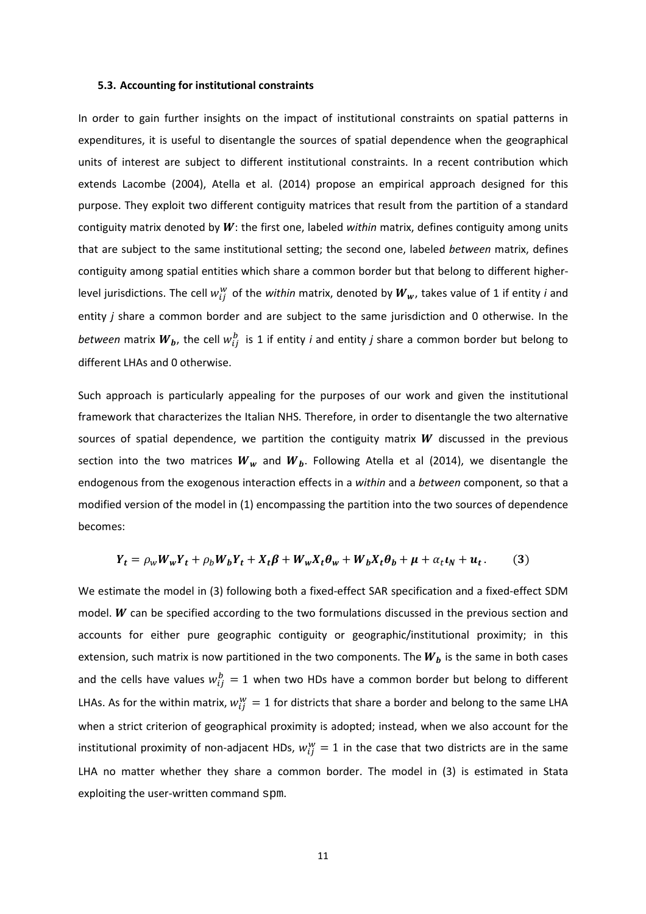### 5.3. Accounting for institutional constraints

In order to gain further insights on the impact of institutional constraints on spatial patterns in expenditures, it is useful to disentangle the sources of spatial dependence when the geographical units of interest are subject to different institutional constraints. In a recent contribution which extends Lacombe (2004), Atella et al. (2014) propose an empirical approach designed for this purpose. They exploit two different contiguity matrices that result from the partition of a standard contiguity matrix denoted by $\boldsymbol{W}$: the first one, labeled *within* matrix, defines contiguity among units that are subject to the same institutional setting; the second one, labeled *between* matrix, defines contiguity among spatial entities which share a common border but that belong to different higher-level jurisdictions. The cell $w_{ij}^{w}$ of the *within* matrix, denoted by $\boldsymbol{W_w}$, takes value of 1 if entity *i* and entity *j* share a common border and are subject to the same jurisdiction and 0 otherwise. In the *between* matrix $\boldsymbol{W_b}$, the cell $w_{ij}^{b}$ is 1 if entity *i* and entity *j* share a common border but belong to different LHAs and 0 otherwise.

Such approach is particularly appealing for the purposes of our work and given the institutional framework that characterizes the Italian NHS. Therefore, in order to disentangle the two alternative sources of spatial dependence, we partition the contiguity matrix $\boldsymbol{W}$ discussed in the previous section into the two matrices $\boldsymbol{W_w}$ and $\boldsymbol{W_b}$. Following Atella et al (2014), we disentangle the endogenous from the exogenous interaction effects in a *within* and a *between* component, so that a modified version of the model in (1) encompassing the partition into the two sources of dependence becomes:

$$\boldsymbol{Y_t} = \rho_w \boldsymbol{W_w} \boldsymbol{Y_t} + \rho_b \boldsymbol{W_b} \boldsymbol{Y_t} + \boldsymbol{X_t}\boldsymbol{\beta} + \boldsymbol{W_w}\boldsymbol{X_t}\boldsymbol{\theta_w} + \boldsymbol{W_b}\boldsymbol{X_t}\boldsymbol{\theta_b} + \boldsymbol{\mu} + \alpha_t \boldsymbol{\iota_N} + \boldsymbol{u_t}. \qquad (3)$$

We estimate the model in (3) following both a fixed-effect SAR specification and a fixed-effect SDM model. $\boldsymbol{W}$ can be specified according to the two formulations discussed in the previous section and accounts for either pure geographic contiguity or geographic/institutional proximity; in this extension, such matrix is now partitioned in the two components. The $\boldsymbol{W_b}$ is the same in both cases and the cells have values $w_{ij}^{b} = 1$ when two HDs have a common border but belong to different LHAs. As for the within matrix, $w_{ij}^{w} = 1$ for districts that share a border and belong to the same LHA when a strict criterion of geographical proximity is adopted; instead, when we also account for the institutional proximity of non-adjacent HDs, $w_{ij}^{w} = 1$ in the case that two districts are in the same LHA no matter whether they share a common border. The model in (3) is estimated in Stata exploiting the user-written command `spm`.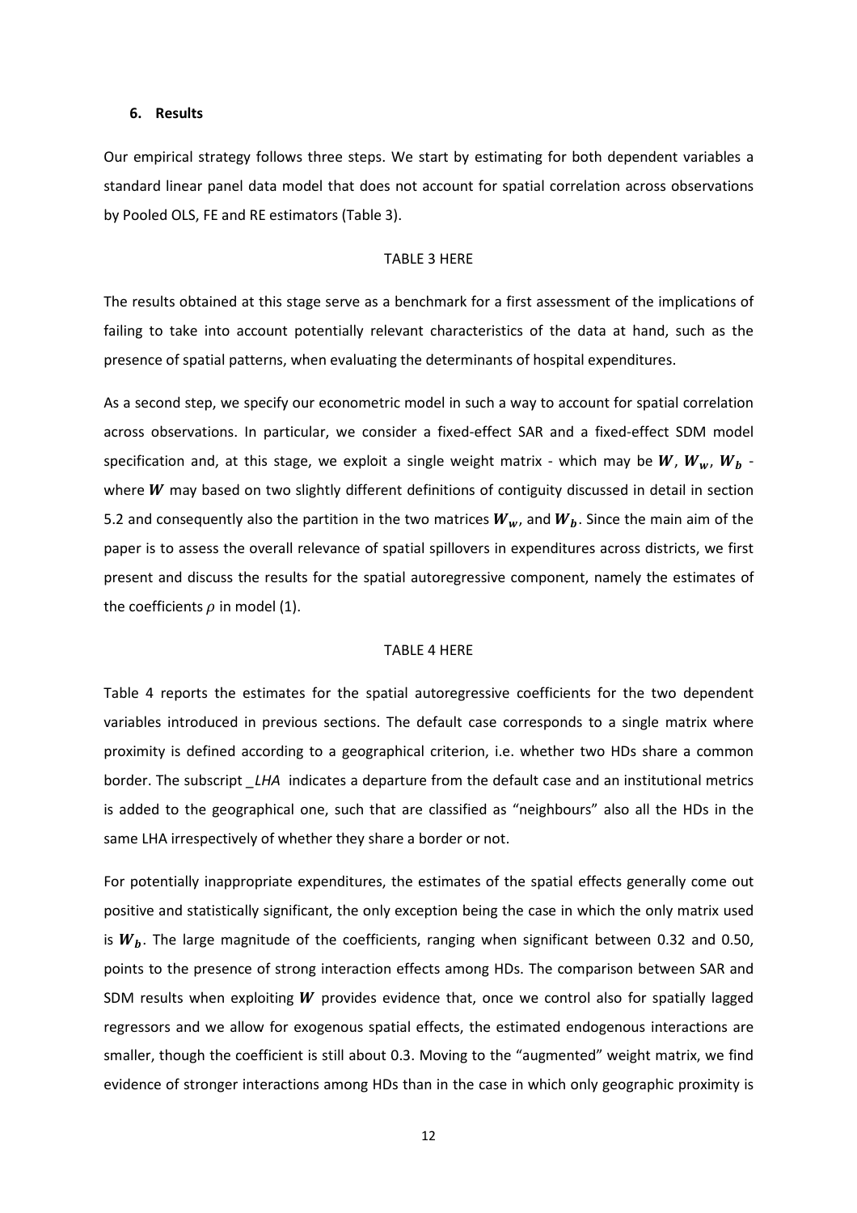### 6. Results

Our empirical strategy follows three steps. We start by estimating for both dependent variables a standard linear panel data model that does not account for spatial correlation across observations by Pooled OLS, FE and RE estimators (Table 3).

TABLE 3 HERE

The results obtained at this stage serve as a benchmark for a first assessment of the implications of failing to take into account potentially relevant characteristics of the data at hand, such as the presence of spatial patterns, when evaluating the determinants of hospital expenditures.

As a second step, we specify our econometric model in such a way to account for spatial correlation across observations. In particular, we consider a fixed-effect SAR and a fixed-effect SDM model specification and, at this stage, we exploit a single weight matrix - which may be $\boldsymbol{W}$, $\boldsymbol{W_w}$, $\boldsymbol{W_b}$ - where $\boldsymbol{W}$ may based on two slightly different definitions of contiguity discussed in detail in section 5.2 and consequently also the partition in the two matrices $\boldsymbol{W_w}$, and $\boldsymbol{W_b}$. Since the main aim of the paper is to assess the overall relevance of spatial spillovers in expenditures across districts, we first present and discuss the results for the spatial autoregressive component, namely the estimates of the coefficients $\rho$ in model (1).

TABLE 4 HERE

Table 4 reports the estimates for the spatial autoregressive coefficients for the two dependent variables introduced in previous sections. The default case corresponds to a single matrix where proximity is defined according to a geographical criterion, i.e. whether two HDs share a common border. The subscript *_LHA* indicates a departure from the default case and an institutional metrics is added to the geographical one, such that are classified as "neighbours" also all the HDs in the same LHA irrespectively of whether they share a border or not.

For potentially inappropriate expenditures, the estimates of the spatial effects generally come out positive and statistically significant, the only exception being the case in which the only matrix used is $\boldsymbol{W_b}$. The large magnitude of the coefficients, ranging when significant between 0.32 and 0.50, points to the presence of strong interaction effects among HDs. The comparison between SAR and SDM results when exploiting $\boldsymbol{W}$ provides evidence that, once we control also for spatially lagged regressors and we allow for exogenous spatial effects, the estimated endogenous interactions are smaller, though the coefficient is still about 0.3. Moving to the "augmented" weight matrix, we find evidence of stronger interactions among HDs than in the case in which only geographic proximity is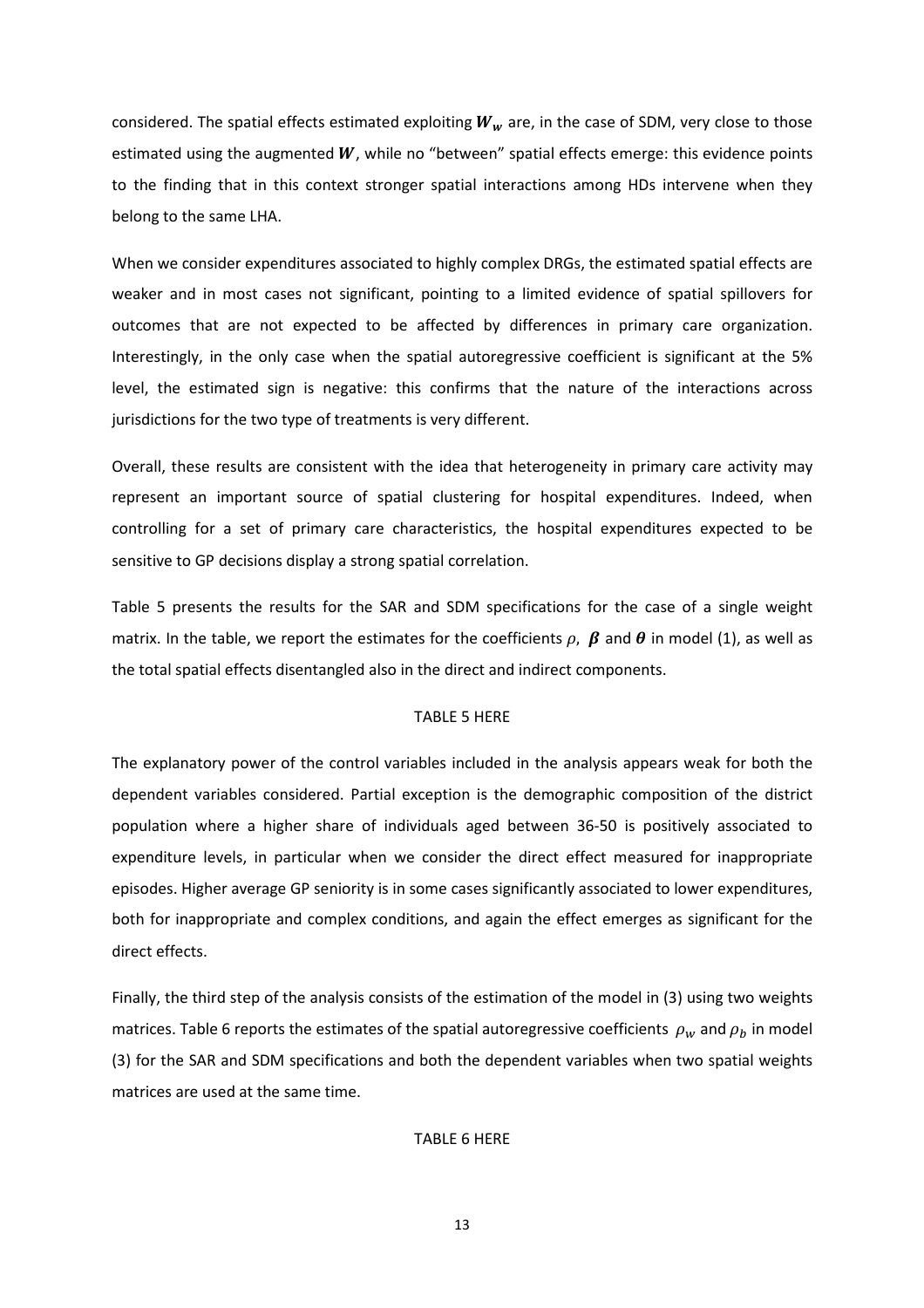considered. The spatial effects estimated exploiting $\boldsymbol{W}_{\boldsymbol{w}}$ are, in the case of SDM, very close to those estimated using the augmented $\boldsymbol{W}$, while no "between" spatial effects emerge: this evidence points to the finding that in this context stronger spatial interactions among HDs intervene when they belong to the same LHA.

When we consider expenditures associated to highly complex DRGs, the estimated spatial effects are weaker and in most cases not significant, pointing to a limited evidence of spatial spillovers for outcomes that are not expected to be affected by differences in primary care organization. Interestingly, in the only case when the spatial autoregressive coefficient is significant at the 5% level, the estimated sign is negative: this confirms that the nature of the interactions across jurisdictions for the two type of treatments is very different.

Overall, these results are consistent with the idea that heterogeneity in primary care activity may represent an important source of spatial clustering for hospital expenditures. Indeed, when controlling for a set of primary care characteristics, the hospital expenditures expected to be sensitive to GP decisions display a strong spatial correlation.

Table 5 presents the results for the SAR and SDM specifications for the case of a single weight matrix. In the table, we report the estimates for the coefficients $\rho$, $\boldsymbol{\beta}$ and $\boldsymbol{\theta}$ in model (1), as well as the total spatial effects disentangled also in the direct and indirect components.

TABLE 5 HERE

The explanatory power of the control variables included in the analysis appears weak for both the dependent variables considered. Partial exception is the demographic composition of the district population where a higher share of individuals aged between 36-50 is positively associated to expenditure levels, in particular when we consider the direct effect measured for inappropriate episodes. Higher average GP seniority is in some cases significantly associated to lower expenditures, both for inappropriate and complex conditions, and again the effect emerges as significant for the direct effects.

Finally, the third step of the analysis consists of the estimation of the model in (3) using two weights matrices. Table 6 reports the estimates of the spatial autoregressive coefficients $\rho_w$ and $\rho_b$ in model (3) for the SAR and SDM specifications and both the dependent variables when two spatial weights matrices are used at the same time.

TABLE 6 HERE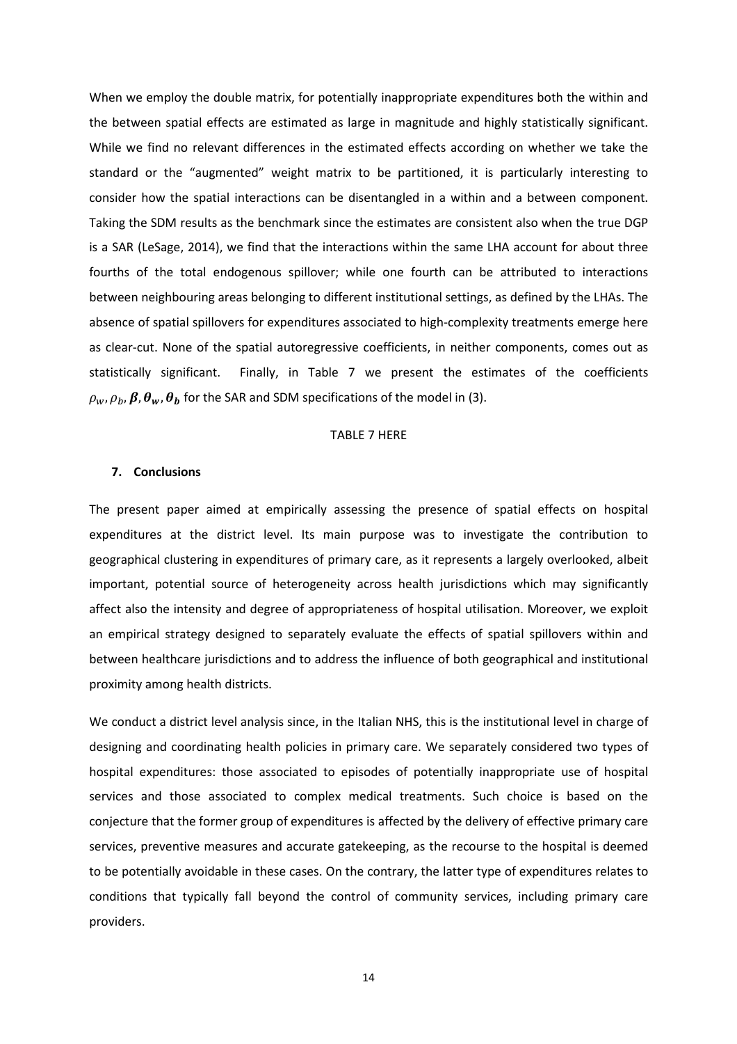When we employ the double matrix, for potentially inappropriate expenditures both the within and the between spatial effects are estimated as large in magnitude and highly statistically significant. While we find no relevant differences in the estimated effects according on whether we take the standard or the "augmented" weight matrix to be partitioned, it is particularly interesting to consider how the spatial interactions can be disentangled in a within and a between component. Taking the SDM results as the benchmark since the estimates are consistent also when the true DGP is a SAR (LeSage, 2014), we find that the interactions within the same LHA account for about three fourths of the total endogenous spillover; while one fourth can be attributed to interactions between neighbouring areas belonging to different institutional settings, as defined by the LHAs. The absence of spatial spillovers for expenditures associated to high-complexity treatments emerge here as clear-cut. None of the spatial autoregressive coefficients, in neither components, comes out as statistically significant. Finally, in Table 7 we present the estimates of the coefficients $\rho_w, \rho_b, \boldsymbol{\beta}, \boldsymbol{\theta_w}, \boldsymbol{\theta_b}$ for the SAR and SDM specifications of the model in (3).

TABLE 7 HERE

## 7. Conclusions

The present paper aimed at empirically assessing the presence of spatial effects on hospital expenditures at the district level. Its main purpose was to investigate the contribution to geographical clustering in expenditures of primary care, as it represents a largely overlooked, albeit important, potential source of heterogeneity across health jurisdictions which may significantly affect also the intensity and degree of appropriateness of hospital utilisation. Moreover, we exploit an empirical strategy designed to separately evaluate the effects of spatial spillovers within and between healthcare jurisdictions and to address the influence of both geographical and institutional proximity among health districts.

We conduct a district level analysis since, in the Italian NHS, this is the institutional level in charge of designing and coordinating health policies in primary care. We separately considered two types of hospital expenditures: those associated to episodes of potentially inappropriate use of hospital services and those associated to complex medical treatments. Such choice is based on the conjecture that the former group of expenditures is affected by the delivery of effective primary care services, preventive measures and accurate gatekeeping, as the recourse to the hospital is deemed to be potentially avoidable in these cases. On the contrary, the latter type of expenditures relates to conditions that typically fall beyond the control of community services, including primary care providers.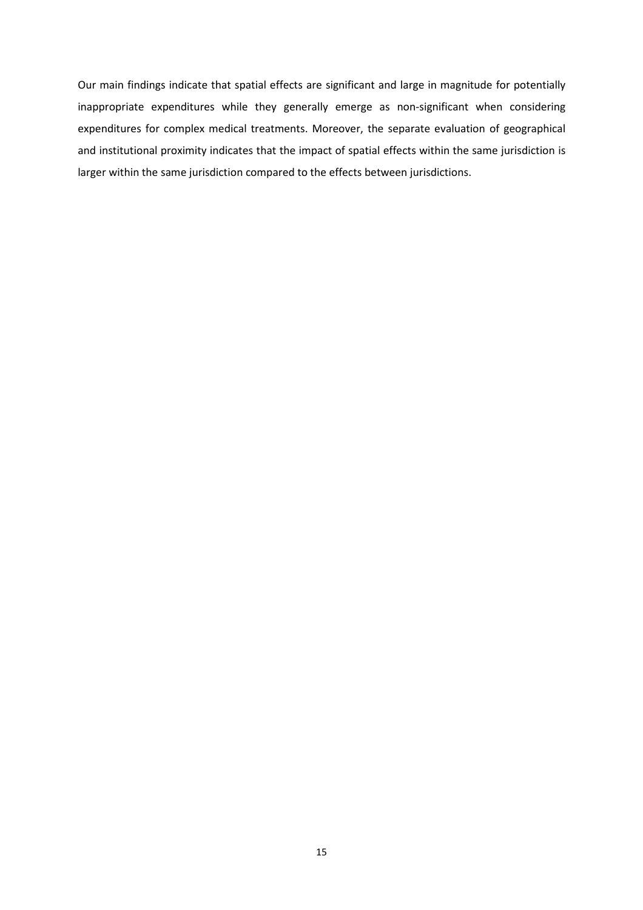Our main findings indicate that spatial effects are significant and large in magnitude for potentially inappropriate expenditures while they generally emerge as non-significant when considering expenditures for complex medical treatments. Moreover, the separate evaluation of geographical and institutional proximity indicates that the impact of spatial effects within the same jurisdiction is larger within the same jurisdiction compared to the effects between jurisdictions.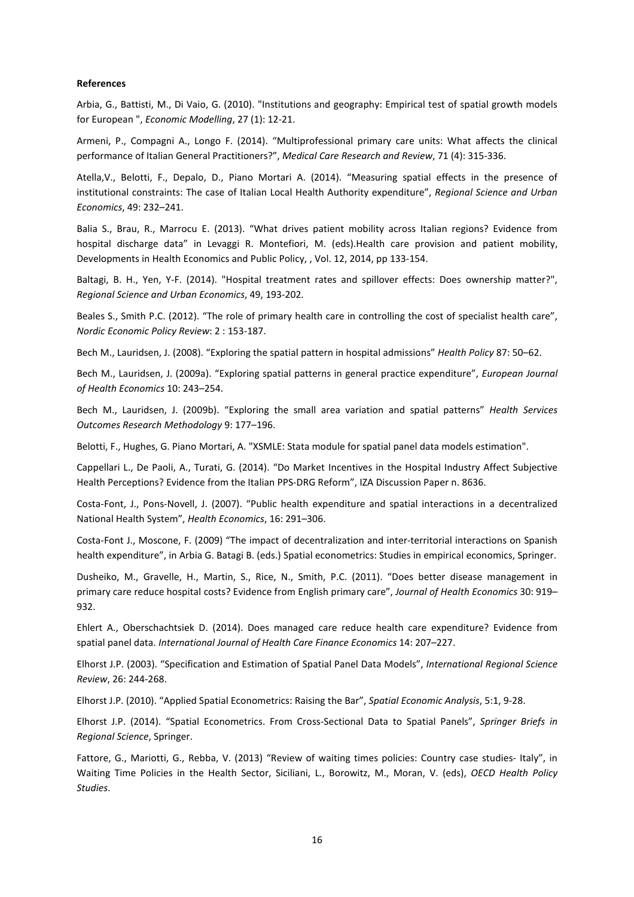**References**

Arbia, G., Battisti, M., Di Vaio, G. (2010). "Institutions and geography: Empirical test of spatial growth models for European ", *Economic Modelling*, 27 (1): 12-21.

Armeni, P., Compagni A., Longo F. (2014). “Multiprofessional primary care units: What affects the clinical performance of Italian General Practitioners?”, *Medical Care Research and Review*, 71 (4): 315-336.

Atella,V., Belotti, F., Depalo, D., Piano Mortari A. (2014). “Measuring spatial effects in the presence of institutional constraints: The case of Italian Local Health Authority expenditure”, *Regional Science and Urban Economics*, 49: 232–241.

Balia S., Brau, R., Marrocu E. (2013). “What drives patient mobility across Italian regions? Evidence from hospital discharge data” in Levaggi R. Montefiori, M. (eds).Health care provision and patient mobility, Developments in Health Economics and Public Policy, , Vol. 12, 2014, pp 133-154.

Baltagi, B. H., Yen, Y-F. (2014). "Hospital treatment rates and spillover effects: Does ownership matter?", *Regional Science and Urban Economics*, 49, 193-202.

Beales S., Smith P.C. (2012). “The role of primary health care in controlling the cost of specialist health care”, *Nordic Economic Policy Review*: 2 : 153-187.

Bech M., Lauridsen, J. (2008). “Exploring the spatial pattern in hospital admissions” *Health Policy* 87: 50–62.

Bech M., Lauridsen, J. (2009a). “Exploring spatial patterns in general practice expenditure”, *European Journal of Health Economics* 10: 243–254.

Bech M., Lauridsen, J. (2009b). “Exploring the small area variation and spatial patterns” *Health Services Outcomes Research Methodology* 9: 177–196.

Belotti, F., Hughes, G. Piano Mortari, A. "XSMLE: Stata module for spatial panel data models estimation".

Cappellari L., De Paoli, A., Turati, G. (2014). “Do Market Incentives in the Hospital Industry Affect Subjective Health Perceptions? Evidence from the Italian PPS-DRG Reform”, IZA Discussion Paper n. 8636.

Costa-Font, J., Pons-Novell, J. (2007). “Public health expenditure and spatial interactions in a decentralized National Health System”, *Health Economics*, 16: 291–306.

Costa-Font J., Moscone, F. (2009) “The impact of decentralization and inter-territorial interactions on Spanish health expenditure”, in Arbia G. Batagi B. (eds.) Spatial econometrics: Studies in empirical economics, Springer.

Dusheiko, M., Gravelle, H., Martin, S., Rice, N., Smith, P.C. (2011). “Does better disease management in primary care reduce hospital costs? Evidence from English primary care”, *Journal of Health Economics* 30: 919–932.

Ehlert A., Oberschachtsiek D. (2014). Does managed care reduce health care expenditure? Evidence from spatial panel data. *International Journal of Health Care Finance Economics* 14: 207–227.

Elhorst J.P. (2003). “Specification and Estimation of Spatial Panel Data Models”, *International Regional Science Review*, 26: 244-268.

Elhorst J.P. (2010). “Applied Spatial Econometrics: Raising the Bar”, *Spatial Economic Analysis*, 5:1, 9-28.

Elhorst J.P. (2014). “Spatial Econometrics. From Cross-Sectional Data to Spatial Panels”, *Springer Briefs in Regional Science*, Springer.

Fattore, G., Mariotti, G., Rebba, V. (2013) “Review of waiting times policies: Country case studies- Italy”, in Waiting Time Policies in the Health Sector, Siciliani, L., Borowitz, M., Moran, V. (eds), *OECD Health Policy Studies*.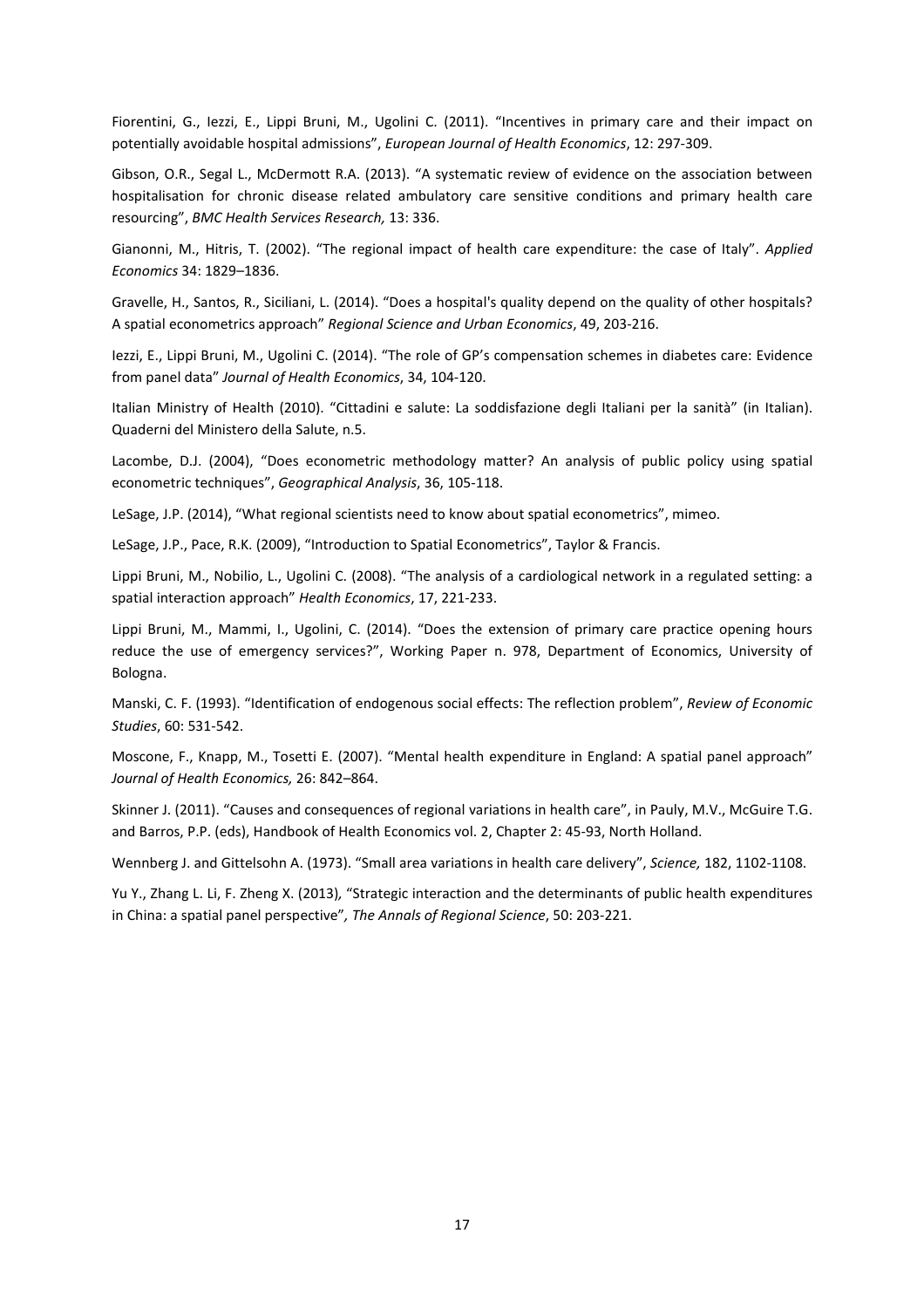Fiorentini, G., Iezzi, E., Lippi Bruni, M., Ugolini C. (2011). "Incentives in primary care and their impact on potentially avoidable hospital admissions", *European Journal of Health Economics*, 12: 297-309.

Gibson, O.R., Segal L., McDermott R.A. (2013). "A systematic review of evidence on the association between hospitalisation for chronic disease related ambulatory care sensitive conditions and primary health care resourcing", *BMC Health Services Research,* 13: 336.

Gianonni, M., Hitris, T. (2002). "The regional impact of health care expenditure: the case of Italy". *Applied Economics* 34: 1829–1836.

Gravelle, H., Santos, R., Siciliani, L. (2014). "Does a hospital's quality depend on the quality of other hospitals? A spatial econometrics approach" *Regional Science and Urban Economics*, 49, 203-216.

Iezzi, E., Lippi Bruni, M., Ugolini C. (2014). "The role of GP's compensation schemes in diabetes care: Evidence from panel data" *Journal of Health Economics*, 34, 104-120.

Italian Ministry of Health (2010). "Cittadini e salute: La soddisfazione degli Italiani per la sanità" (in Italian). Quaderni del Ministero della Salute, n.5.

Lacombe, D.J. (2004), "Does econometric methodology matter? An analysis of public policy using spatial econometric techniques", *Geographical Analysis*, 36, 105-118.

LeSage, J.P. (2014), "What regional scientists need to know about spatial econometrics", mimeo.

LeSage, J.P., Pace, R.K. (2009), "Introduction to Spatial Econometrics", Taylor & Francis.

Lippi Bruni, M., Nobilio, L., Ugolini C. (2008). "The analysis of a cardiological network in a regulated setting: a spatial interaction approach" *Health Economics*, 17, 221-233.

Lippi Bruni, M., Mammi, I., Ugolini, C. (2014). "Does the extension of primary care practice opening hours reduce the use of emergency services?", Working Paper n. 978, Department of Economics, University of Bologna.

Manski, C. F. (1993). "Identification of endogenous social effects: The reflection problem", *Review of Economic Studies*, 60: 531-542.

Moscone, F., Knapp, M., Tosetti E. (2007). "Mental health expenditure in England: A spatial panel approach" *Journal of Health Economics,* 26: 842–864.

Skinner J. (2011). "Causes and consequences of regional variations in health care", in Pauly, M.V., McGuire T.G. and Barros, P.P. (eds), Handbook of Health Economics vol. 2, Chapter 2: 45-93, North Holland.

Wennberg J. and Gittelsohn A. (1973). "Small area variations in health care delivery", *Science,* 182, 1102-1108.

Yu Y., Zhang L. Li, F. Zheng X. (2013), "Strategic interaction and the determinants of public health expenditures in China: a spatial panel perspective"*, The Annals of Regional Science*, 50: 203-221.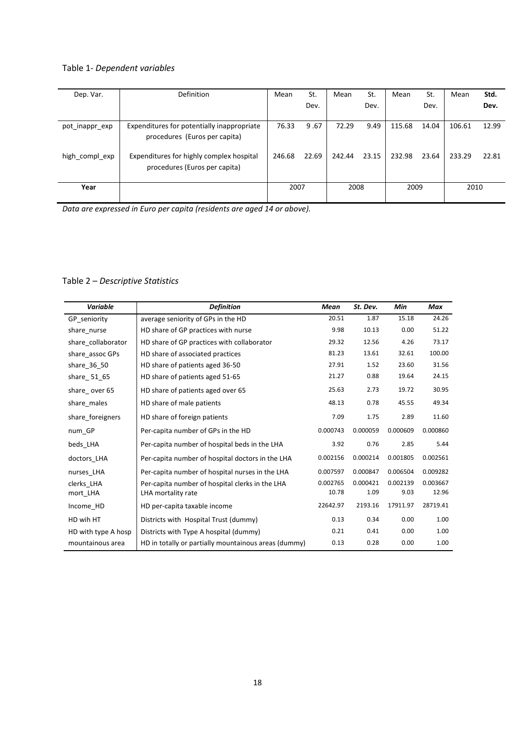Table 1- *Dependent variables*

| Dep. Var. | Definition | Mean | St. Dev. | Mean | St. Dev. | Mean | St. Dev. | Mean | **Std. Dev.** |
|---|---|---|---|---|---|---|---|---|---|
| pot_inappr_exp | Expenditures for potentially inappropriate procedures (Euros per capita) | 76.33 | 9 .67 | 72.29 | 9.49 | 115.68 | 14.04 | 106.61 | 12.99 |
| high_compl_exp | Expenditures for highly complex hospital procedures (Euros per capita) | 246.68 | 22.69 | 242.44 | 23.15 | 232.98 | 23.64 | 233.29 | 22.81 |
| **Year** | | 2007 | | 2008 | | 2009 | | 2010 | |

*Data are expressed in Euro per capita (residents are aged 14 or above).*

Table 2 – *Descriptive Statistics*

| ***Variable*** | ***Definition*** | ***Mean*** | ***St. Dev.*** | ***Min*** | ***Max*** |
|---|---|---|---|---|---|
| GP_seniority | average seniority of GPs in the HD | 20.51 | 1.87 | 15.18 | 24.26 |
| share_nurse | HD share of GP practices with nurse | 9.98 | 10.13 | 0.00 | 51.22 |
| share_collaborator | HD share of GP practices with collaborator | 29.32 | 12.56 | 4.26 | 73.17 |
| share_assoc GPs | HD share of associated practices | 81.23 | 13.61 | 32.61 | 100.00 |
| share_36_50 | HD share of patients aged 36-50 | 27.91 | 1.52 | 23.60 | 31.56 |
| share_ 51_65 | HD share of patients aged 51-65 | 21.27 | 0.88 | 19.64 | 24.15 |
| share_ over 65 | HD share of patients aged over 65 | 25.63 | 2.73 | 19.72 | 30.95 |
| share_males | HD share of male patients | 48.13 | 0.78 | 45.55 | 49.34 |
| share_foreigners | HD share of foreign patients | 7.09 | 1.75 | 2.89 | 11.60 |
| num_GP | Per-capita number of GPs in the HD | 0.000743 | 0.000059 | 0.000609 | 0.000860 |
| beds_LHA | Per-capita number of hospital beds in the LHA | 3.92 | 0.76 | 2.85 | 5.44 |
| doctors_LHA | Per-capita number of hospital doctors in the LHA | 0.002156 | 0.000214 | 0.001805 | 0.002561 |
| nurses_LHA | Per-capita number of hospital nurses in the LHA | 0.007597 | 0.000847 | 0.006504 | 0.009282 |
| clerks_LHA | Per-capita number of hospital clerks in the LHA | 0.002765 | 0.000421 | 0.002139 | 0.003667 |
| mort_LHA | LHA mortality rate | 10.78 | 1.09 | 9.03 | 12.96 |
| Income_HD | HD per-capita taxable income | 22642.97 | 2193.16 | 17911.97 | 28719.41 |
| HD wih HT | Districts with Hospital Trust (dummy) | 0.13 | 0.34 | 0.00 | 1.00 |
| HD with type A hosp | Districts with Type A hospital (dummy) | 0.21 | 0.41 | 0.00 | 1.00 |
| mountainous area | HD in totally or partially mountainous areas (dummy) | 0.13 | 0.28 | 0.00 | 1.00 |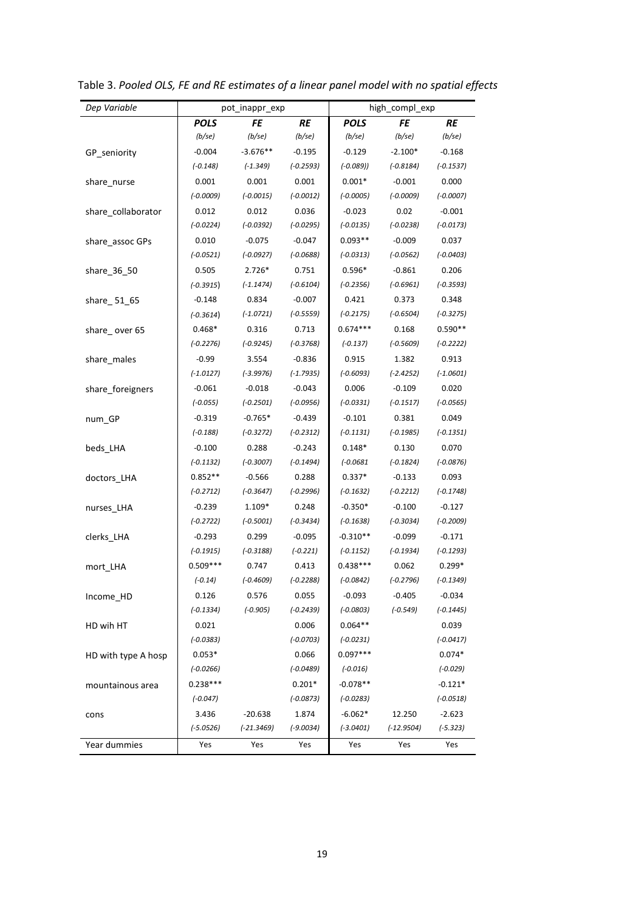Table 3. *Pooled OLS, FE and RE estimates of a linear panel model with no spatial effects*

| *Dep Variable* | pot_inappr_exp | | | high_compl_exp | | |
|---|---|---|---|---|---|---|
| | ***POLS*** | ***FE*** | ***RE*** | ***POLS*** | ***FE*** | ***RE*** |
| | *(b/se)* | *(b/se)* | *(b/se)* | *(b/se)* | *(b/se)* | *(b/se)* |
| GP_seniority | -0.004 | -3.676** | -0.195 | -0.129 | -2.100* | -0.168 |
| | *(-0.148)* | *(-1.349)* | *(-0.2593)* | *(-0.089))* | *(-0.8184)* | *(-0.1537)* |
| share_nurse | 0.001 | 0.001 | 0.001 | 0.001* | -0.001 | 0.000 |
| | *(-0.0009)* | *(-0.0015)* | *(-0.0012)* | *(-0.0005)* | *(-0.0009)* | *(-0.0007)* |
| share_collaborator | 0.012 | 0.012 | 0.036 | -0.023 | 0.02 | -0.001 |
| | *(-0.0224)* | *(-0.0392)* | *(-0.0295)* | *(-0.0135)* | *(-0.0238)* | *(-0.0173)* |
| share_assoc GPs | 0.010 | -0.075 | -0.047 | 0.093** | -0.009 | 0.037 |
| | *(-0.0521)* | *(-0.0927)* | *(-0.0688)* | *(-0.0313)* | *(-0.0562)* | *(-0.0403)* |
| share_36_50 | 0.505 | 2.726* | 0.751 | 0.596* | -0.861 | 0.206 |
| | *(-0.3915)* | *(-1.1474)* | *(-0.6104)* | *(-0.2356)* | *(-0.6961)* | *(-0.3593)* |
| share_ 51_65 | -0.148 | 0.834 | -0.007 | 0.421 | 0.373 | 0.348 |
| | *(-0.3614)* | *(-1.0721)* | *(-0.5559)* | *(-0.2175)* | *(-0.6504)* | *(-0.3275)* |
| share_ over 65 | 0.468* | 0.316 | 0.713 | 0.674*** | 0.168 | 0.590** |
| | *(-0.2276)* | *(-0.9245)* | *(-0.3768)* | *(-0.137)* | *(-0.5609)* | *(-0.2222)* |
| share_males | -0.99 | 3.554 | -0.836 | 0.915 | 1.382 | 0.913 |
| | *(-1.0127)* | *(-3.9976)* | *(-1.7935)* | *(-0.6093)* | *(-2.4252)* | *(-1.0601)* |
| share_foreigners | -0.061 | -0.018 | -0.043 | 0.006 | -0.109 | 0.020 |
| | *(-0.055)* | *(-0.2501)* | *(-0.0956)* | *(-0.0331)* | *(-0.1517)* | *(-0.0565)* |
| num_GP | -0.319 | -0.765* | -0.439 | -0.101 | 0.381 | 0.049 |
| | *(-0.188)* | *(-0.3272)* | *(-0.2312)* | *(-0.1131)* | *(-0.1985)* | *(-0.1351)* |
| beds_LHA | -0.100 | 0.288 | -0.243 | 0.148* | 0.130 | 0.070 |
| | *(-0.1132)* | *(-0.3007)* | *(-0.1494)* | *(-0.0681* | *(-0.1824)* | *(-0.0876)* |
| doctors_LHA | 0.852** | -0.566 | 0.288 | 0.337* | -0.133 | 0.093 |
| | *(-0.2712)* | *(-0.3647)* | *(-0.2996)* | *(-0.1632)* | *(-0.2212)* | *(-0.1748)* |
| nurses_LHA | -0.239 | 1.109* | 0.248 | -0.350* | -0.100 | -0.127 |
| | *(-0.2722)* | *(-0.5001)* | *(-0.3434)* | *(-0.1638)* | *(-0.3034)* | *(-0.2009)* |
| clerks_LHA | -0.293 | 0.299 | -0.095 | -0.310** | -0.099 | -0.171 |
| | *(-0.1915)* | *(-0.3188)* | *(-0.221)* | *(-0.1152)* | *(-0.1934)* | *(-0.1293)* |
| mort_LHA | 0.509*** | 0.747 | 0.413 | 0.438*** | 0.062 | 0.299* |
| | *(-0.14)* | *(-0.4609)* | *(-0.2288)* | *(-0.0842)* | *(-0.2796)* | *(-0.1349)* |
| Income_HD | 0.126 | 0.576 | 0.055 | -0.093 | -0.405 | -0.034 |
| | *(-0.1334)* | *(-0.905)* | *(-0.2439)* | *(-0.0803)* | *(-0.549)* | *(-0.1445)* |
| HD wih HT | 0.021 | | 0.006 | 0.064** | | 0.039 |
| | *(-0.0383)* | | *(-0.0703)* | *(-0.0231)* | | *(-0.0417)* |
| HD with type A hosp | 0.053* | | 0.066 | 0.097*** | | 0.074* |
| | *(-0.0266)* | | *(-0.0489)* | *(-0.016)* | | *(-0.029)* |
| mountainous area | 0.238*** | | 0.201* | -0.078** | | -0.121* |
| | *(-0.047)* | | *(-0.0873)* | *(-0.0283)* | | *(-0.0518)* |
| cons | 3.436 | -20.638 | 1.874 | -6.062* | 12.250 | -2.623 |
| | *(-5.0526)* | *(-21.3469)* | *(-9.0034)* | *(-3.0401)* | *(-12.9504)* | *(-5.323)* |
| Year dummies | Yes | Yes | Yes | Yes | Yes | Yes |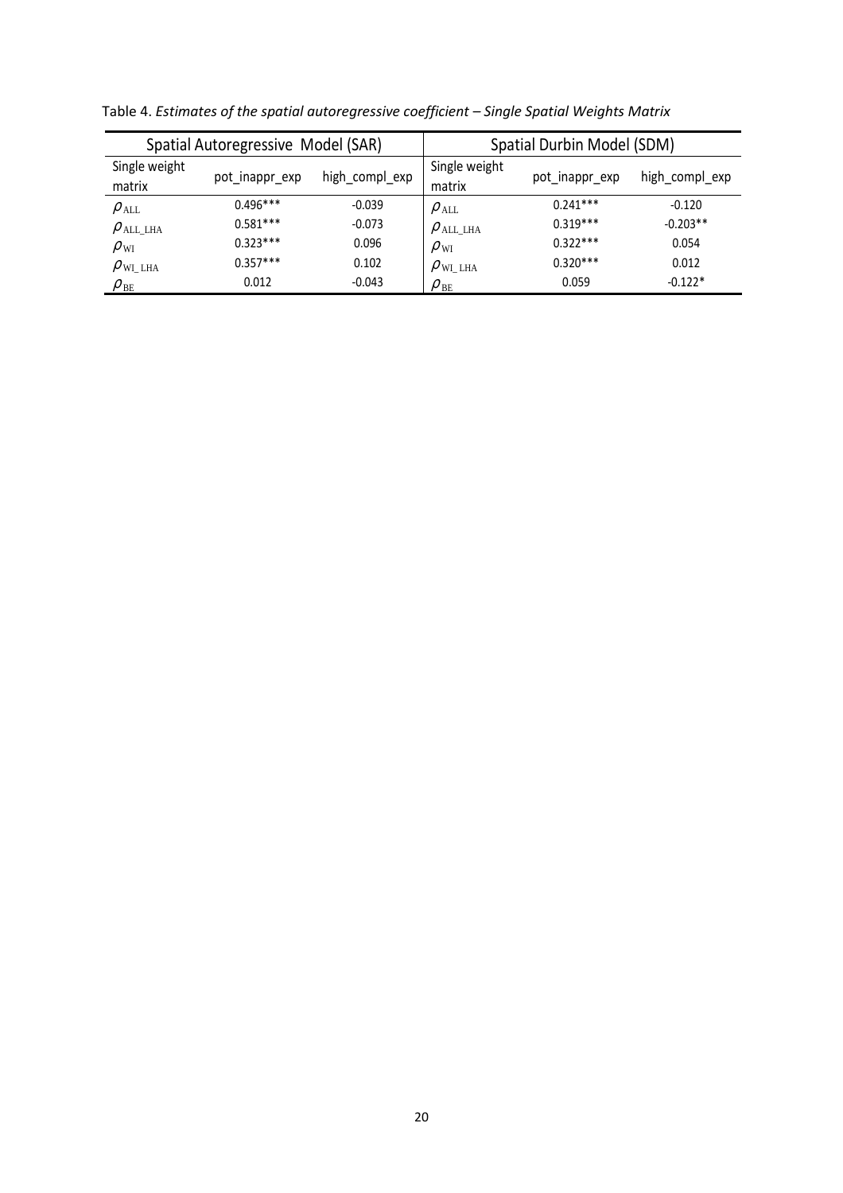Table 4. *Estimates of the spatial autoregressive coefficient – Single Spatial Weights Matrix*

| Spatial Autoregressive Model (SAR) | | | Spatial Durbin Model (SDM) | | |
|---|---|---|---|---|---|
| Single weight matrix | pot_inappr_exp | high_compl_exp | Single weight matrix | pot_inappr_exp | high_compl_exp |
| $\rho_{\text{ALL}}$ | 0.496*** | -0.039 | $\rho_{\text{ALL}}$ | 0.241*** | -0.120 |
| $\rho_{\text{ALL\_LHA}}$ | 0.581*** | -0.073 | $\rho_{\text{ALL\_LHA}}$ | 0.319*** | -0.203** |
| $\rho_{\text{WI}}$ | 0.323*** | 0.096 | $\rho_{\text{WI}}$ | 0.322*** | 0.054 |
| $\rho_{\text{WI\_LHA}}$ | 0.357*** | 0.102 | $\rho_{\text{WI\_LHA}}$ | 0.320*** | 0.012 |
| $\rho_{\text{BE}}$ | 0.012 | -0.043 | $\rho_{\text{BE}}$ | 0.059 | -0.122* |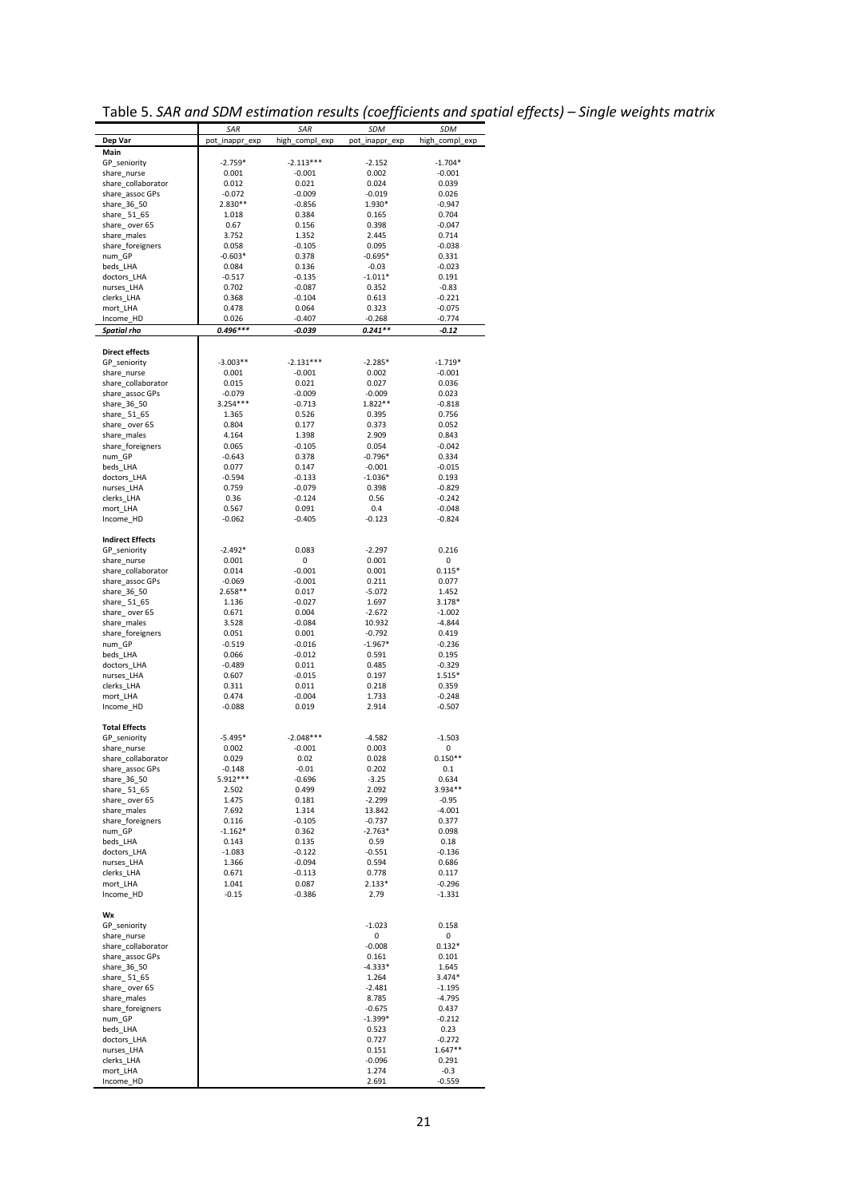Table 5. *SAR and SDM estimation results (coefficients and spatial effects) – Single weights matrix*

| | *SAR* | *SAR* | *SDM* | *SDM* |
|---|---|---|---|---|
| **Dep Var** | pot_inappr_exp | high_compl_exp | pot_inappr_exp | high_compl_exp |
| **Main** | | | | |
| GP_seniority | -2.759* | -2.113*** | -2.152 | -1.704* |
| share_nurse | 0.001 | -0.001 | 0.002 | -0.001 |
| share_collaborator | 0.012 | 0.021 | 0.024 | 0.039 |
| share_assoc GPs | -0.072 | -0.009 | -0.019 | 0.026 |
| share_36_50 | 2.830** | -0.856 | 1.930* | -0.947 |
| share_ 51_65 | 1.018 | 0.384 | 0.165 | 0.704 |
| share_ over 65 | 0.67 | 0.156 | 0.398 | -0.047 |
| share_males | 3.752 | 1.352 | 2.445 | 0.714 |
| share_foreigners | 0.058 | -0.105 | 0.095 | -0.038 |
| num_GP | -0.603* | 0.378 | -0.695* | 0.331 |
| beds_LHA | 0.084 | 0.136 | -0.03 | -0.023 |
| doctors_LHA | -0.517 | -0.135 | -1.011* | 0.191 |
| nurses_LHA | 0.702 | -0.087 | 0.352 | -0.83 |
| clerks_LHA | 0.368 | -0.104 | 0.613 | -0.221 |
| mort_LHA | 0.478 | 0.064 | 0.323 | -0.075 |
| Income_HD | 0.026 | -0.407 | -0.268 | -0.774 |
| ***Spatial rho*** | ***0.496**** | ***-0.039*** | ***0.241**** | ***-0.12*** |
| | | | | |
| **Direct effects** | | | | |
| GP_seniority | -3.003** | -2.131*** | -2.285* | -1.719* |
| share_nurse | 0.001 | -0.001 | 0.002 | -0.001 |
| share_collaborator | 0.015 | 0.021 | 0.027 | 0.036 |
| share_assoc GPs | -0.079 | -0.009 | -0.009 | 0.023 |
| share_36_50 | 3.254*** | -0.713 | 1.822** | -0.818 |
| share_ 51_65 | 1.365 | 0.526 | 0.395 | 0.756 |
| share_ over 65 | 0.804 | 0.177 | 0.373 | 0.052 |
| share_males | 4.164 | 1.398 | 2.909 | 0.843 |
| share_foreigners | 0.065 | -0.105 | 0.054 | -0.042 |
| num_GP | -0.643 | 0.378 | -0.796* | 0.334 |
| beds_LHA | 0.077 | 0.147 | -0.001 | -0.015 |
| doctors_LHA | -0.594 | -0.133 | -1.036* | 0.193 |
| nurses_LHA | 0.759 | -0.079 | 0.398 | -0.829 |
| clerks_LHA | 0.36 | -0.124 | 0.56 | -0.242 |
| mort_LHA | 0.567 | 0.091 | 0.4 | -0.048 |
| Income_HD | -0.062 | -0.405 | -0.123 | -0.824 |
| | | | | |
| **Indirect Effects** | | | | |
| GP_seniority | -2.492* | 0.083 | -2.297 | 0.216 |
| share_nurse | 0.001 | 0 | 0.001 | 0 |
| share_collaborator | 0.014 | -0.001 | 0.001 | 0.115* |
| share_assoc GPs | -0.069 | -0.001 | 0.211 | 0.077 |
| share_36_50 | 2.658** | 0.017 | -5.072 | 1.452 |
| share_ 51_65 | 1.136 | -0.027 | 1.697 | 3.178* |
| share_ over 65 | 0.671 | 0.004 | -2.672 | -1.002 |
| share_males | 3.528 | -0.084 | 10.932 | -4.844 |
| share_foreigners | 0.051 | 0.001 | -0.792 | 0.419 |
| num_GP | -0.519 | -0.016 | -1.967* | -0.236 |
| beds_LHA | 0.066 | -0.012 | 0.591 | 0.195 |
| doctors_LHA | -0.489 | 0.011 | 0.485 | -0.329 |
| nurses_LHA | 0.607 | -0.015 | 0.197 | 1.515* |
| clerks_LHA | 0.311 | 0.011 | 0.218 | 0.359 |
| mort_LHA | 0.474 | -0.004 | 1.733 | -0.248 |
| Income_HD | -0.088 | 0.019 | 2.914 | -0.507 |
| | | | | |
| **Total Effects** | | | | |
| GP_seniority | -5.495* | -2.048*** | -4.582 | -1.503 |
| share_nurse | 0.002 | -0.001 | 0.003 | 0 |
| share_collaborator | 0.029 | 0.02 | 0.028 | 0.150** |
| share_assoc GPs | -0.148 | -0.01 | 0.202 | 0.1 |
| share_36_50 | 5.912*** | -0.696 | -3.25 | 0.634 |
| share_ 51_65 | 2.502 | 0.499 | 2.092 | 3.934** |
| share_ over 65 | 1.475 | 0.181 | -2.299 | -0.95 |
| share_males | 7.692 | 1.314 | 13.842 | -4.001 |
| share_foreigners | 0.116 | -0.105 | -0.737 | 0.377 |
| num_GP | -1.162* | 0.362 | -2.763* | 0.098 |
| beds_LHA | 0.143 | 0.135 | 0.59 | 0.18 |
| doctors_LHA | -1.083 | -0.122 | -0.551 | -0.136 |
| nurses_LHA | 1.366 | -0.094 | 0.594 | 0.686 |
| clerks_LHA | 0.671 | -0.113 | 0.778 | 0.117 |
| mort_LHA | 1.041 | 0.087 | 2.133* | -0.296 |
| Income_HD | -0.15 | -0.386 | 2.79 | -1.331 |
| | | | | |
| **Wx** | | | | |
| GP_seniority | | | -1.023 | 0.158 |
| share_nurse | | | 0 | 0 |
| share_collaborator | | | -0.008 | 0.132* |
| share_assoc GPs | | | 0.161 | 0.101 |
| share_36_50 | | | -4.333* | 1.645 |
| share_ 51_65 | | | 1.264 | 3.474* |
| share_ over 65 | | | -2.481 | -1.195 |
| share_males | | | 8.785 | -4.795 |
| share_foreigners | | | -0.675 | 0.437 |
| num_GP | | | -1.399* | -0.212 |
| beds_LHA | | | 0.523 | 0.23 |
| doctors_LHA | | | 0.727 | -0.272 |
| nurses_LHA | | | 0.151 | 1.647** |
| clerks_LHA | | | -0.096 | 0.291 |
| mort_LHA | | | 1.274 | -0.3 |
| Income_HD | | | 2.691 | -0.559 |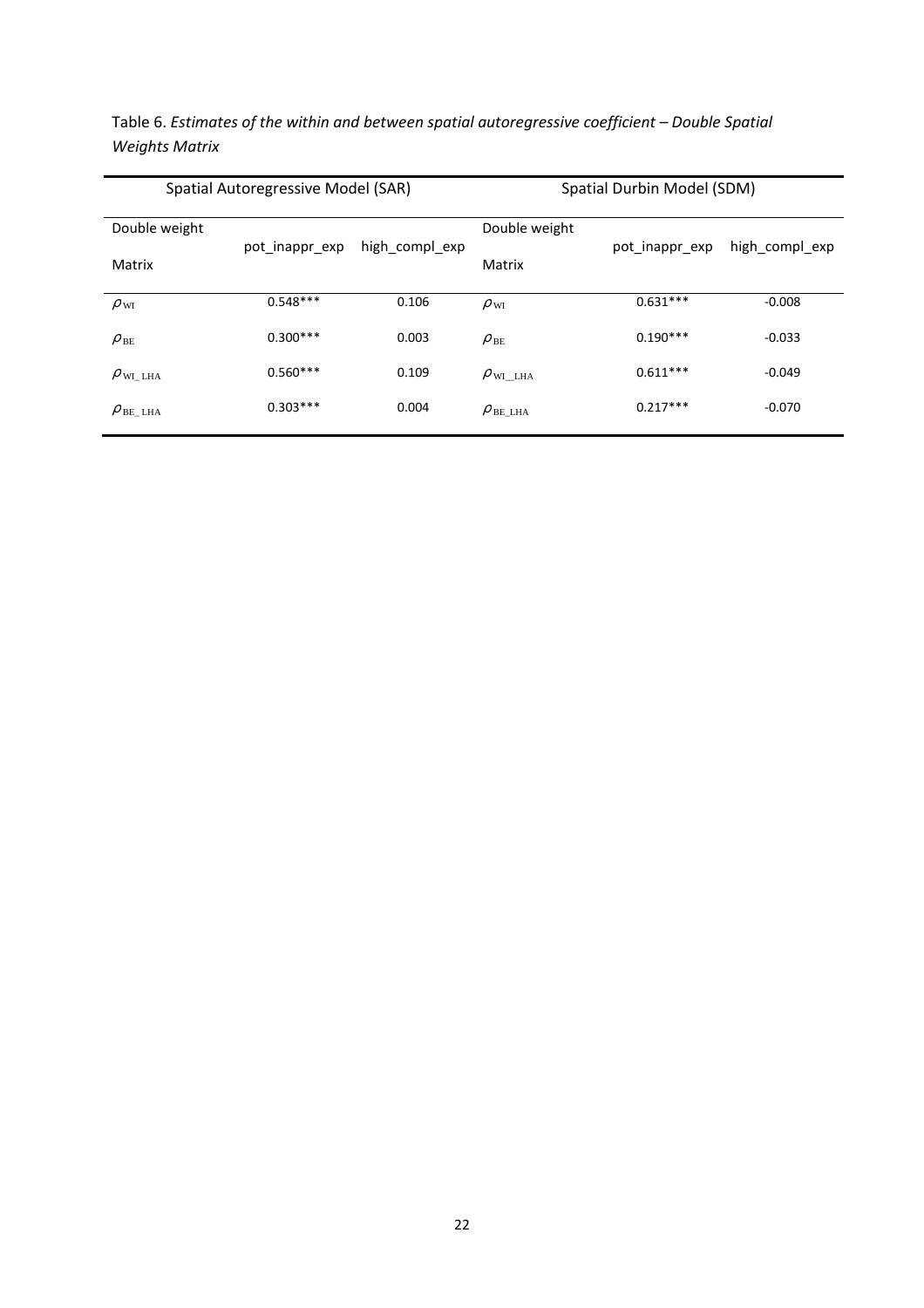Table 6. *Estimates of the within and between spatial autoregressive coefficient – Double Spatial Weights Matrix*

| Spatial Autoregressive Model (SAR) | | | Spatial Durbin Model (SDM) | | |
|---|---|---|---|---|---|
| Double weight Matrix | pot_inappr_exp | high_compl_exp | Double weight Matrix | pot_inappr_exp | high_compl_exp |
| $\rho_{\mathrm{WI}}$ | 0.548*** | 0.106 | $\rho_{\mathrm{WI}}$ | 0.631*** | -0.008 |
| $\rho_{\mathrm{BE}}$ | 0.300*** | 0.003 | $\rho_{\mathrm{BE}}$ | 0.190*** | -0.033 |
| $\rho_{\mathrm{WI\_LHA}}$ | 0.560*** | 0.109 | $\rho_{\mathrm{WI\_\_LHA}}$ | 0.611*** | -0.049 |
| $\rho_{\mathrm{BE\_LHA}}$ | 0.303*** | 0.004 | $\rho_{\mathrm{BE\_LHA}}$ | 0.217*** | -0.070 |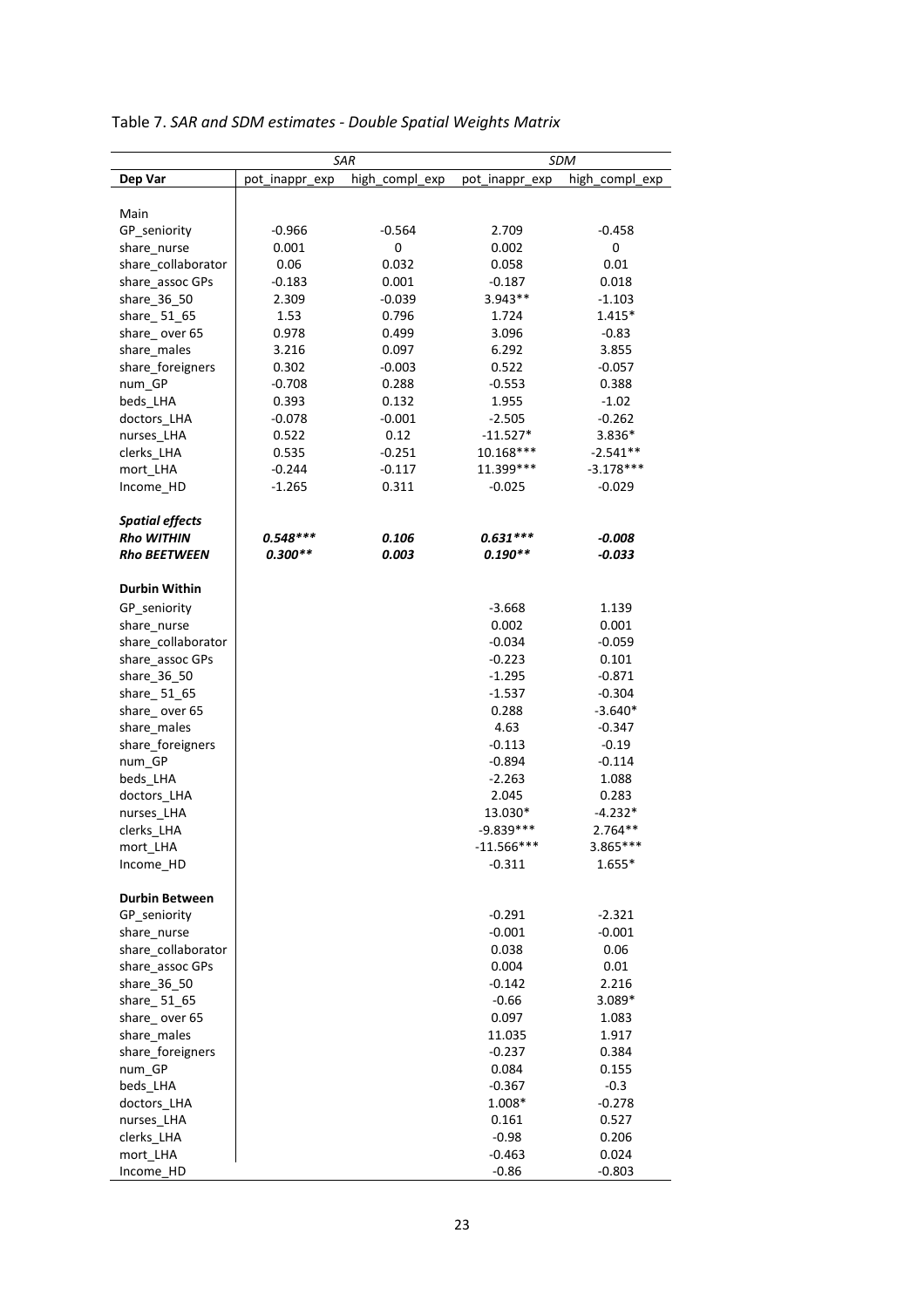Table 7. *SAR and SDM estimates - Double Spatial Weights Matrix*

| | *SAR* | | *SDM* | |
|---|---|---|---|---|
| **Dep Var** | pot_inappr_exp | high_compl_exp | pot_inappr_exp | high_compl_exp |
| Main | | | | |
| GP_seniority | -0.966 | -0.564 | 2.709 | -0.458 |
| share_nurse | 0.001 | 0 | 0.002 | 0 |
| share_collaborator | 0.06 | 0.032 | 0.058 | 0.01 |
| share_assoc GPs | -0.183 | 0.001 | -0.187 | 0.018 |
| share_36_50 | 2.309 | -0.039 | 3.943** | -1.103 |
| share_ 51_65 | 1.53 | 0.796 | 1.724 | 1.415* |
| share_ over 65 | 0.978 | 0.499 | 3.096 | -0.83 |
| share_males | 3.216 | 0.097 | 6.292 | 3.855 |
| share_foreigners | 0.302 | -0.003 | 0.522 | -0.057 |
| num_GP | -0.708 | 0.288 | -0.553 | 0.388 |
| beds_LHA | 0.393 | 0.132 | 1.955 | -1.02 |
| doctors_LHA | -0.078 | -0.001 | -2.505 | -0.262 |
| nurses_LHA | 0.522 | 0.12 | -11.527* | 3.836* |
| clerks_LHA | 0.535 | -0.251 | 10.168*** | -2.541** |
| mort_LHA | -0.244 | -0.117 | 11.399*** | -3.178*** |
| Income_HD | -1.265 | 0.311 | -0.025 | -0.029 |
| ***Spatial effects*** | | | | |
| ***Rho WITHIN*** | ***0.548**** | ***0.106*** | ***0.631**** | ***-0.008*** |
| ***Rho BEETWEEN*** | ***0.300*** | ***0.003*** | ***0.190*** | ***-0.033*** |
| **Durbin Within** | | | | |
| GP_seniority | | | -3.668 | 1.139 |
| share_nurse | | | 0.002 | 0.001 |
| share_collaborator | | | -0.034 | -0.059 |
| share_assoc GPs | | | -0.223 | 0.101 |
| share_36_50 | | | -1.295 | -0.871 |
| share_ 51_65 | | | -1.537 | -0.304 |
| share_ over 65 | | | 0.288 | -3.640* |
| share_males | | | 4.63 | -0.347 |
| share_foreigners | | | -0.113 | -0.19 |
| num_GP | | | -0.894 | -0.114 |
| beds_LHA | | | -2.263 | 1.088 |
| doctors_LHA | | | 2.045 | 0.283 |
| nurses_LHA | | | 13.030* | -4.232* |
| clerks_LHA | | | -9.839*** | 2.764** |
| mort_LHA | | | -11.566*** | 3.865*** |
| Income_HD | | | -0.311 | 1.655* |
| **Durbin Between** | | | | |
| GP_seniority | | | -0.291 | -2.321 |
| share_nurse | | | -0.001 | -0.001 |
| share_collaborator | | | 0.038 | 0.06 |
| share_assoc GPs | | | 0.004 | 0.01 |
| share_36_50 | | | -0.142 | 2.216 |
| share_ 51_65 | | | -0.66 | 3.089* |
| share_ over 65 | | | 0.097 | 1.083 |
| share_males | | | 11.035 | 1.917 |
| share_foreigners | | | -0.237 | 0.384 |
| num_GP | | | 0.084 | 0.155 |
| beds_LHA | | | -0.367 | -0.3 |
| doctors_LHA | | | 1.008* | -0.278 |
| nurses_LHA | | | 0.161 | 0.527 |
| clerks_LHA | | | -0.98 | 0.206 |
| mort_LHA | | | -0.463 | 0.024 |
| Income_HD | | | -0.86 | -0.803 |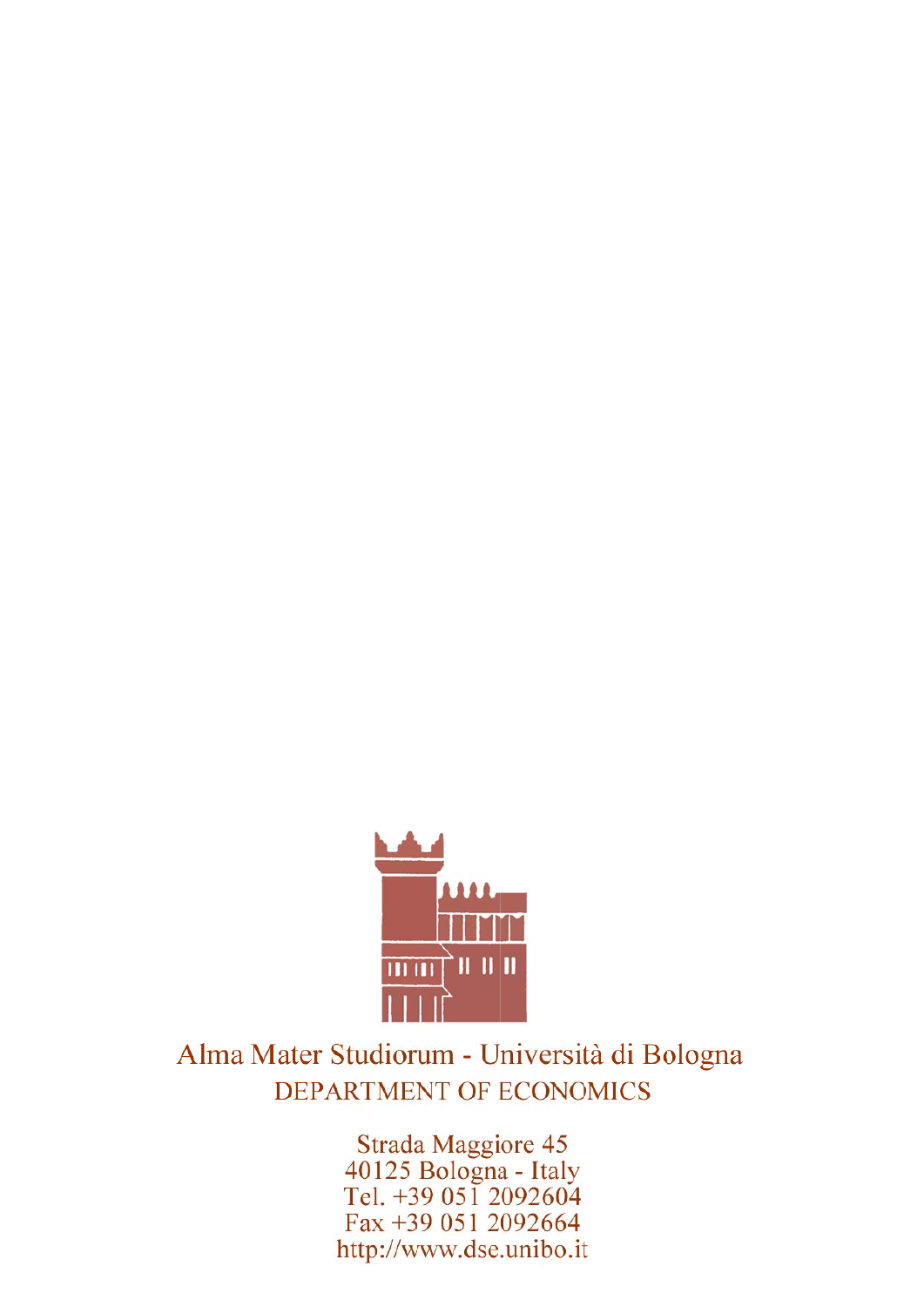Alma Mater Studiorum - Università di Bologna

DEPARTMENT OF ECONOMICS

Strada Maggiore 45
40125 Bologna - Italy
Tel. +39 051 2092604
Fax +39 051 2092664
http://www.dse.unibo.it